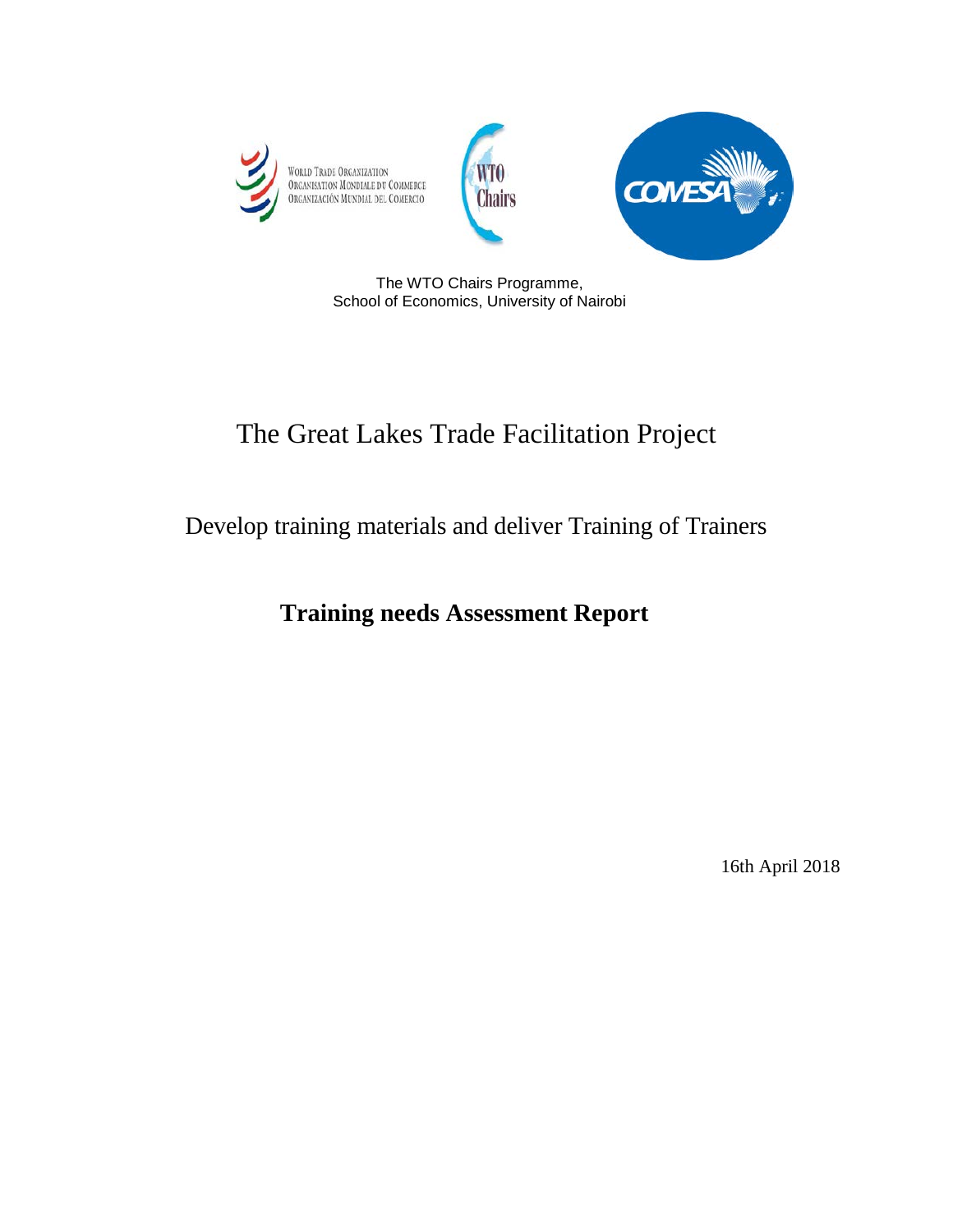World Trade Organization
Organisation Mondiale du Commerce
Organización Mundial del Comercio

WTO Chairs

COMESA

The WTO Chairs Programme,
School of Economics, University of Nairobi

# The Great Lakes Trade Facilitation Project

## Develop training materials and deliver Training of Trainers

## **Training needs Assessment Report**

16th April 2018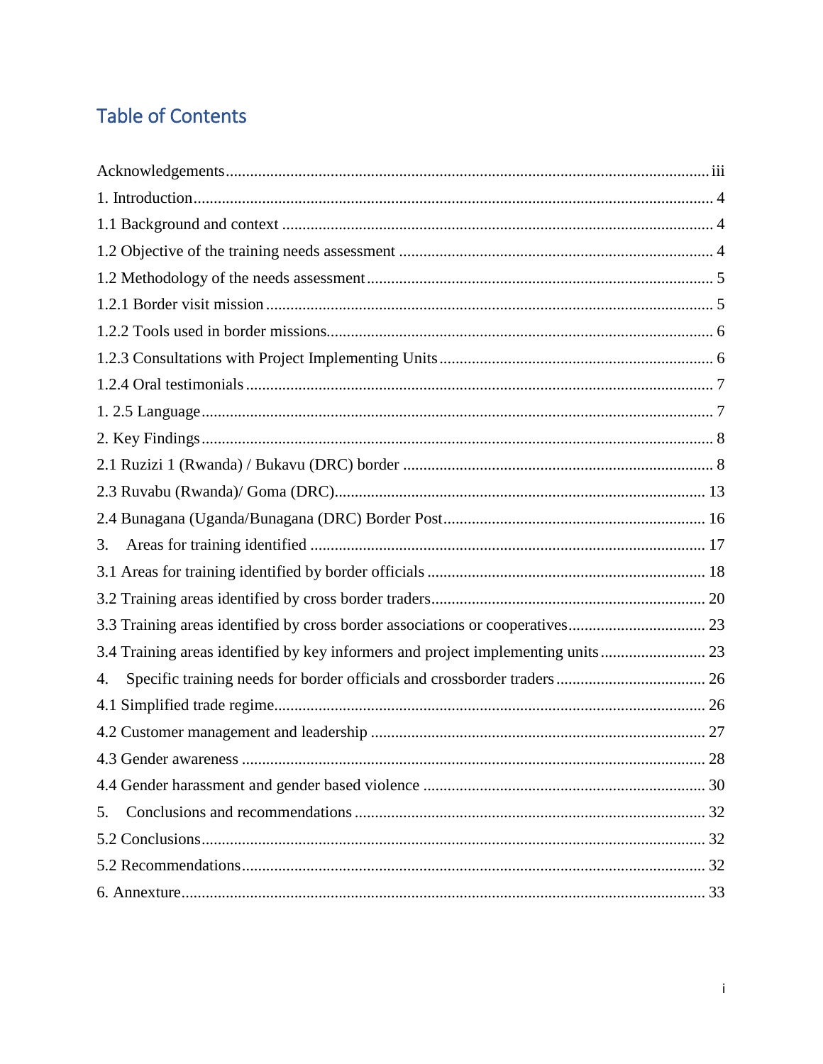# Table of Contents

Acknowledgements ..... iii
1. Introduction ..... 4
1.1 Background and context ..... 4
1.2 Objective of the training needs assessment ..... 4
1.2 Methodology of the needs assessment ..... 5
1.2.1 Border visit mission ..... 5
1.2.2 Tools used in border missions ..... 6
1.2.3 Consultations with Project Implementing Units ..... 6
1.2.4 Oral testimonials ..... 7
1. 2.5 Language ..... 7
2. Key Findings ..... 8
2.1 Ruzizi 1 (Rwanda) / Bukavu (DRC) border ..... 8
2.3 Ruvabu (Rwanda)/ Goma (DRC) ..... 13
2.4 Bunagana (Uganda/Bunagana (DRC) Border Post ..... 16
3. Areas for training identified ..... 17
3.1 Areas for training identified by border officials ..... 18
3.2 Training areas identified by cross border traders ..... 20
3.3 Training areas identified by cross border associations or cooperatives ..... 23
3.4 Training areas identified by key informers and project implementing units ..... 23
4. Specific training needs for border officials and crossborder traders ..... 26
4.1 Simplified trade regime ..... 26
4.2 Customer management and leadership ..... 27
4.3 Gender awareness ..... 28
4.4 Gender harassment and gender based violence ..... 30
5. Conclusions and recommendations ..... 32
5.2 Conclusions ..... 32
5.2 Recommendations ..... 32
6. Annexture ..... 33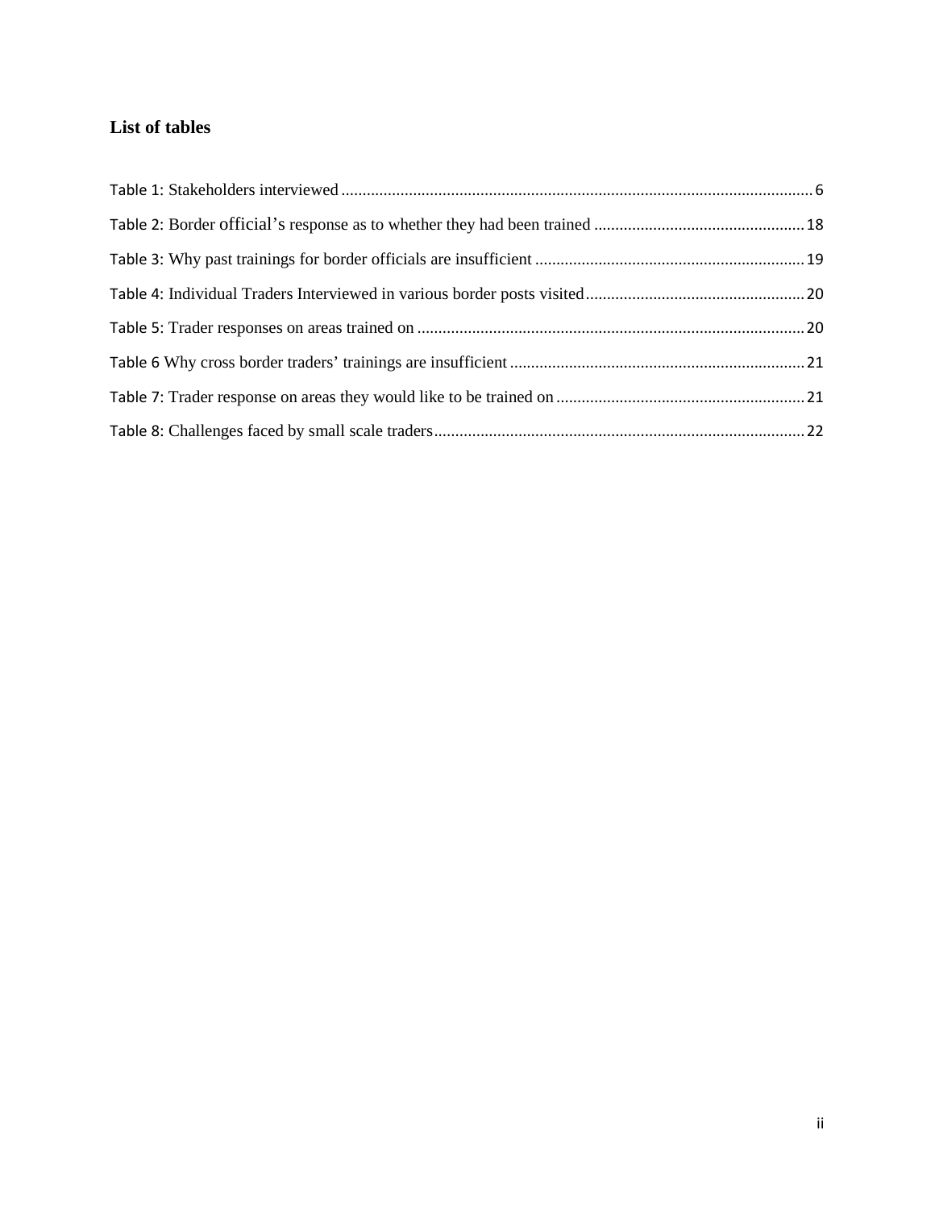## List of tables

Table 1: Stakeholders interviewed ................................................................................................................ 6

Table 2: Border official's response as to whether they had been trained ................................................. 18

Table 3: Why past trainings for border officials are insufficient ................................................................ 19

Table 4: Individual Traders Interviewed in various border posts visited .................................................... 20

Table 5: Trader responses on areas trained on ............................................................................................ 20

Table 6 Why cross border traders' trainings are insufficient ...................................................................... 21

Table 7: Trader response on areas they would like to be trained on ........................................................... 21

Table 8: Challenges faced by small scale traders ........................................................................................ 22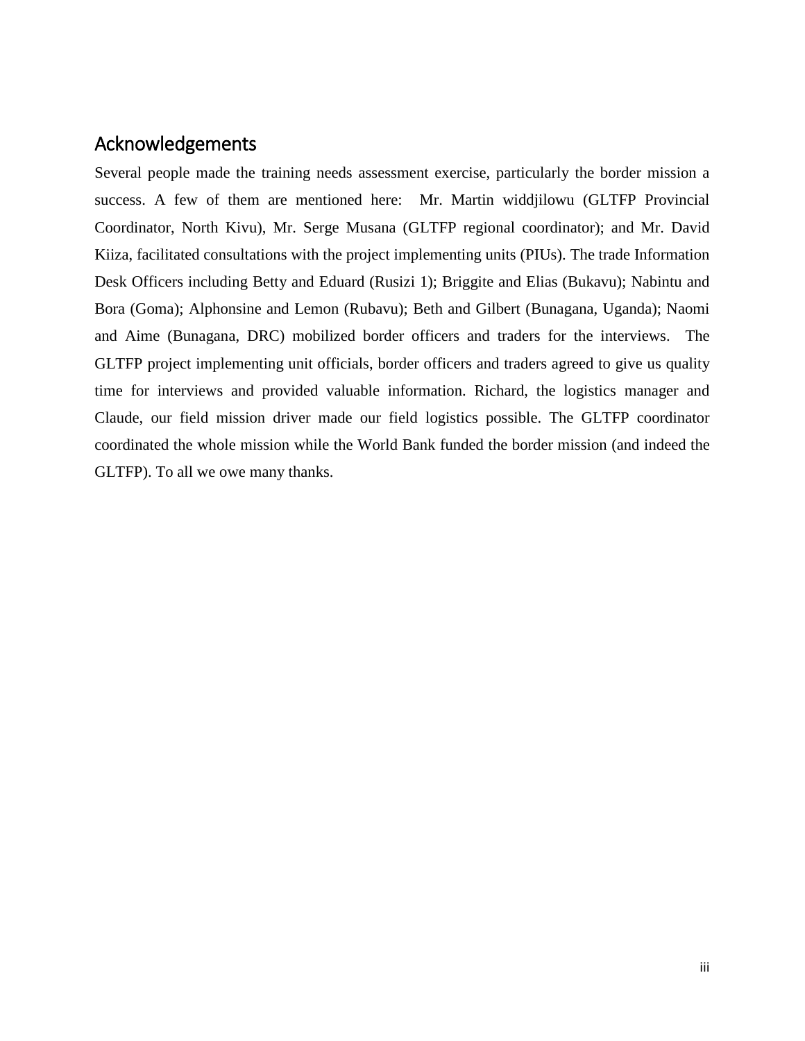## Acknowledgements

Several people made the training needs assessment exercise, particularly the border mission a success. A few of them are mentioned here: Mr. Martin widdjilowu (GLTFP Provincial Coordinator, North Kivu), Mr. Serge Musana (GLTFP regional coordinator); and Mr. David Kiiza, facilitated consultations with the project implementing units (PIUs). The trade Information Desk Officers including Betty and Eduard (Rusizi 1); Briggite and Elias (Bukavu); Nabintu and Bora (Goma); Alphonsine and Lemon (Rubavu); Beth and Gilbert (Bunagana, Uganda); Naomi and Aime (Bunagana, DRC) mobilized border officers and traders for the interviews. The GLTFP project implementing unit officials, border officers and traders agreed to give us quality time for interviews and provided valuable information. Richard, the logistics manager and Claude, our field mission driver made our field logistics possible. The GLTFP coordinator coordinated the whole mission while the World Bank funded the border mission (and indeed the GLTFP). To all we owe many thanks.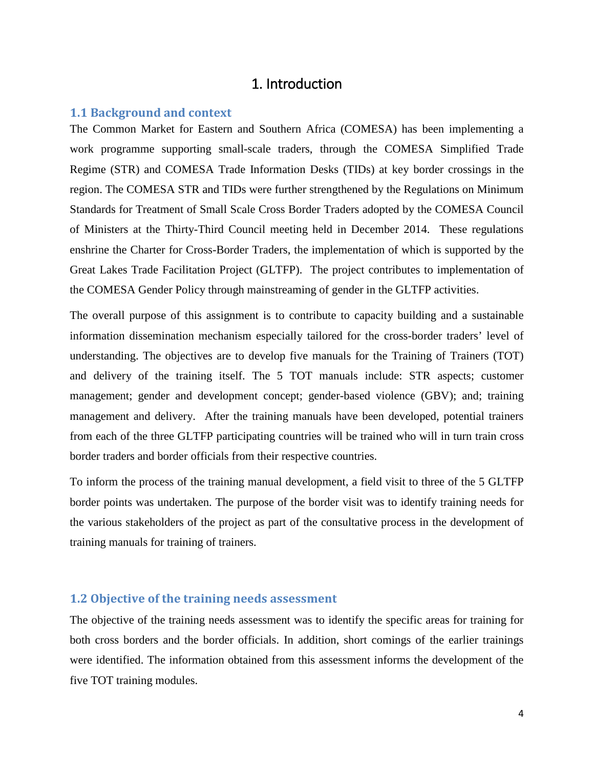# 1. Introduction

## 1.1 Background and context

The Common Market for Eastern and Southern Africa (COMESA) has been implementing a work programme supporting small-scale traders, through the COMESA Simplified Trade Regime (STR) and COMESA Trade Information Desks (TIDs) at key border crossings in the region. The COMESA STR and TIDs were further strengthened by the Regulations on Minimum Standards for Treatment of Small Scale Cross Border Traders adopted by the COMESA Council of Ministers at the Thirty-Third Council meeting held in December 2014. These regulations enshrine the Charter for Cross-Border Traders, the implementation of which is supported by the Great Lakes Trade Facilitation Project (GLTFP). The project contributes to implementation of the COMESA Gender Policy through mainstreaming of gender in the GLTFP activities.

The overall purpose of this assignment is to contribute to capacity building and a sustainable information dissemination mechanism especially tailored for the cross-border traders' level of understanding. The objectives are to develop five manuals for the Training of Trainers (TOT) and delivery of the training itself. The 5 TOT manuals include: STR aspects; customer management; gender and development concept; gender-based violence (GBV); and; training management and delivery. After the training manuals have been developed, potential trainers from each of the three GLTFP participating countries will be trained who will in turn train cross border traders and border officials from their respective countries.

To inform the process of the training manual development, a field visit to three of the 5 GLTFP border points was undertaken. The purpose of the border visit was to identify training needs for the various stakeholders of the project as part of the consultative process in the development of training manuals for training of trainers.

## 1.2 Objective of the training needs assessment

The objective of the training needs assessment was to identify the specific areas for training for both cross borders and the border officials. In addition, short comings of the earlier trainings were identified. The information obtained from this assessment informs the development of the five TOT training modules.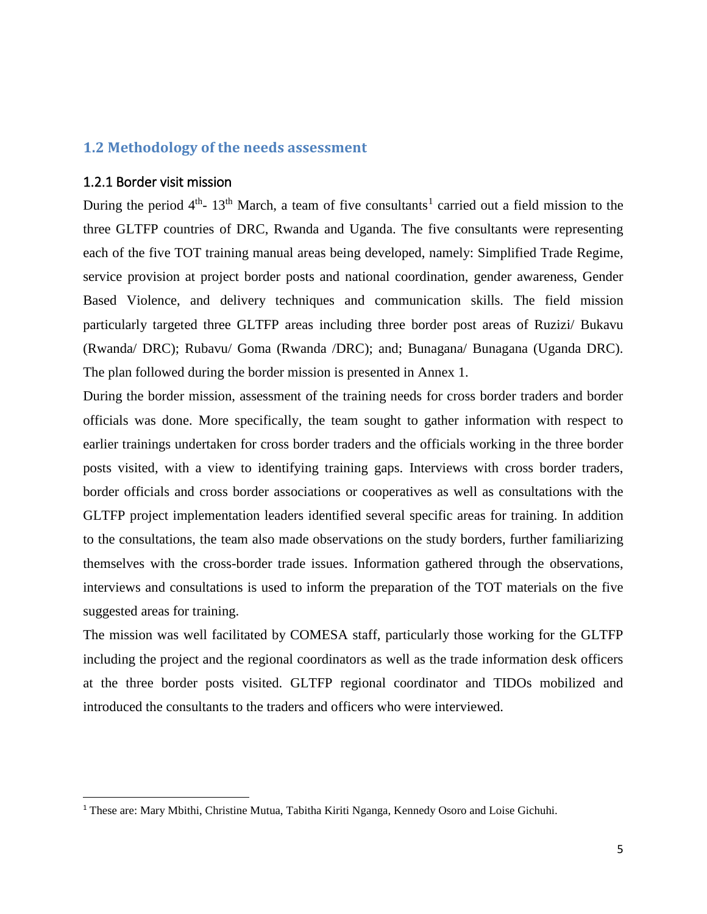## 1.2 Methodology of the needs assessment

### 1.2.1 Border visit mission

During the period 4th- 13th March, a team of five consultants[1] carried out a field mission to the three GLTFP countries of DRC, Rwanda and Uganda. The five consultants were representing each of the five TOT training manual areas being developed, namely: Simplified Trade Regime, service provision at project border posts and national coordination, gender awareness, Gender Based Violence, and delivery techniques and communication skills. The field mission particularly targeted three GLTFP areas including three border post areas of Ruzizi/ Bukavu (Rwanda/ DRC); Rubavu/ Goma (Rwanda /DRC); and; Bunagana/ Bunagana (Uganda DRC). The plan followed during the border mission is presented in Annex 1.

During the border mission, assessment of the training needs for cross border traders and border officials was done. More specifically, the team sought to gather information with respect to earlier trainings undertaken for cross border traders and the officials working in the three border posts visited, with a view to identifying training gaps. Interviews with cross border traders, border officials and cross border associations or cooperatives as well as consultations with the GLTFP project implementation leaders identified several specific areas for training. In addition to the consultations, the team also made observations on the study borders, further familiarizing themselves with the cross-border trade issues. Information gathered through the observations, interviews and consultations is used to inform the preparation of the TOT materials on the five suggested areas for training.

The mission was well facilitated by COMESA staff, particularly those working for the GLTFP including the project and the regional coordinators as well as the trade information desk officers at the three border posts visited. GLTFP regional coordinator and TIDOs mobilized and introduced the consultants to the traders and officers who were interviewed.

[1] These are: Mary Mbithi, Christine Mutua, Tabitha Kiriti Nganga, Kennedy Osoro and Loise Gichuhi.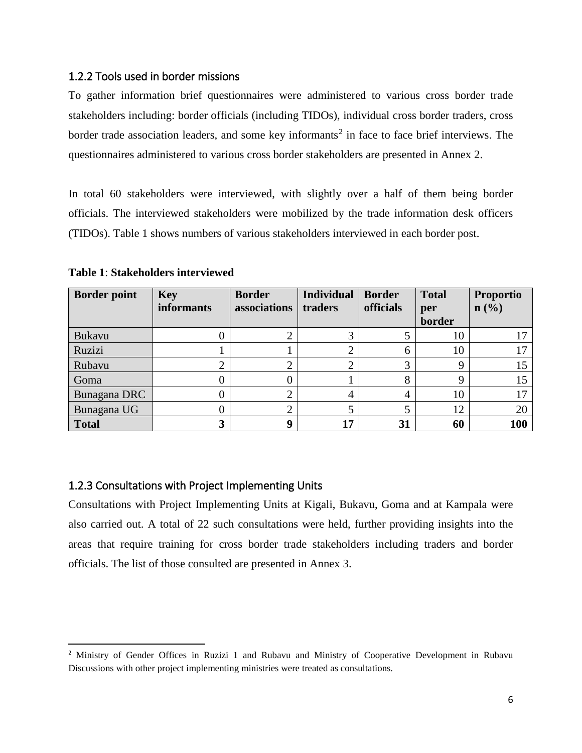### 1.2.2 Tools used in border missions

To gather information brief questionnaires were administered to various cross border trade stakeholders including: border officials (including TIDOs), individual cross border traders, cross border trade association leaders, and some key informants[2] in face to face brief interviews. The questionnaires administered to various cross border stakeholders are presented in Annex 2.

In total 60 stakeholders were interviewed, with slightly over a half of them being border officials. The interviewed stakeholders were mobilized by the trade information desk officers (TIDOs). Table 1 shows numbers of various stakeholders interviewed in each border post.

**Table 1**: **Stakeholders interviewed**

| Border point | Key informants | Border associations | Individual traders | Border officials | Total per border | Proportion (%) |
|---|---|---|---|---|---|---|
| Bukavu | 0 | 2 | 3 | 5 | 10 | 17 |
| Ruzizi | 1 | 1 | 2 | 6 | 10 | 17 |
| Rubavu | 2 | 2 | 2 | 3 | 9 | 15 |
| Goma | 0 | 0 | 1 | 8 | 9 | 15 |
| Bunagana DRC | 0 | 2 | 4 | 4 | 10 | 17 |
| Bunagana UG | 0 | 2 | 5 | 5 | 12 | 20 |
| **Total** | **3** | **9** | **17** | **31** | **60** | **100** |

### 1.2.3 Consultations with Project Implementing Units

Consultations with Project Implementing Units at Kigali, Bukavu, Goma and at Kampala were also carried out. A total of 22 such consultations were held, further providing insights into the areas that require training for cross border trade stakeholders including traders and border officials. The list of those consulted are presented in Annex 3.

---

[2] Ministry of Gender Offices in Ruzizi 1 and Rubavu and Ministry of Cooperative Development in Rubavu Discussions with other project implementing ministries were treated as consultations.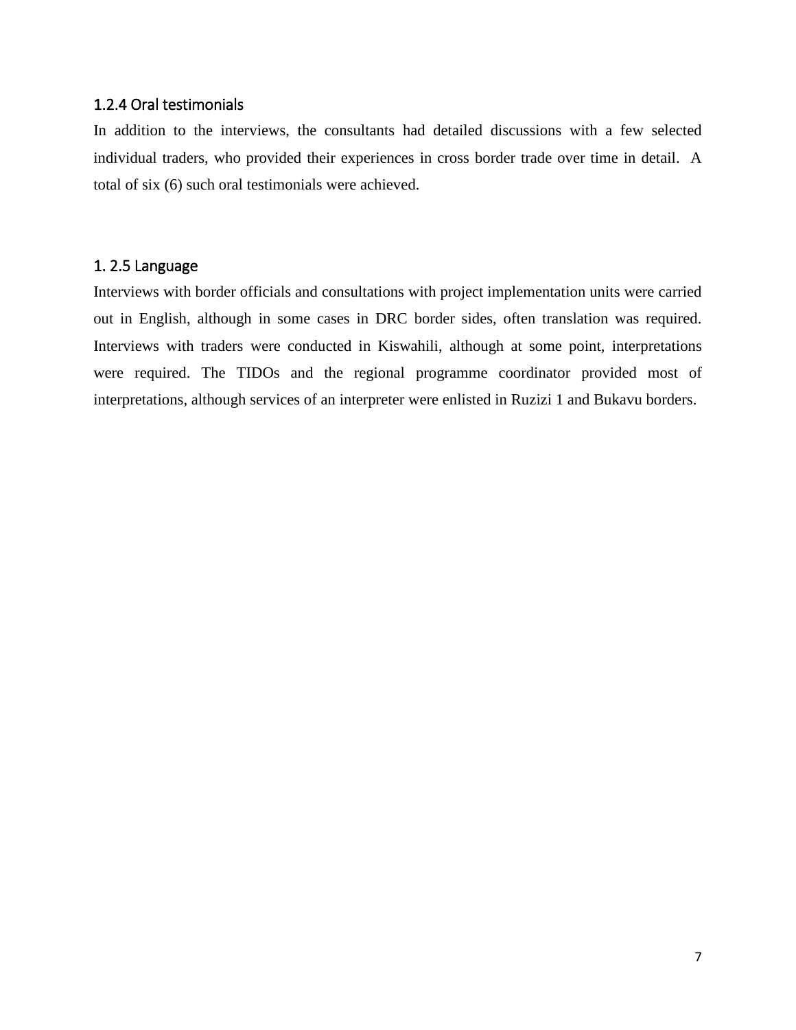### 1.2.4 Oral testimonials

In addition to the interviews, the consultants had detailed discussions with a few selected individual traders, who provided their experiences in cross border trade over time in detail. A total of six (6) such oral testimonials were achieved.

### 1. 2.5 Language

Interviews with border officials and consultations with project implementation units were carried out in English, although in some cases in DRC border sides, often translation was required. Interviews with traders were conducted in Kiswahili, although at some point, interpretations were required. The TIDOs and the regional programme coordinator provided most of interpretations, although services of an interpreter were enlisted in Ruzizi 1 and Bukavu borders.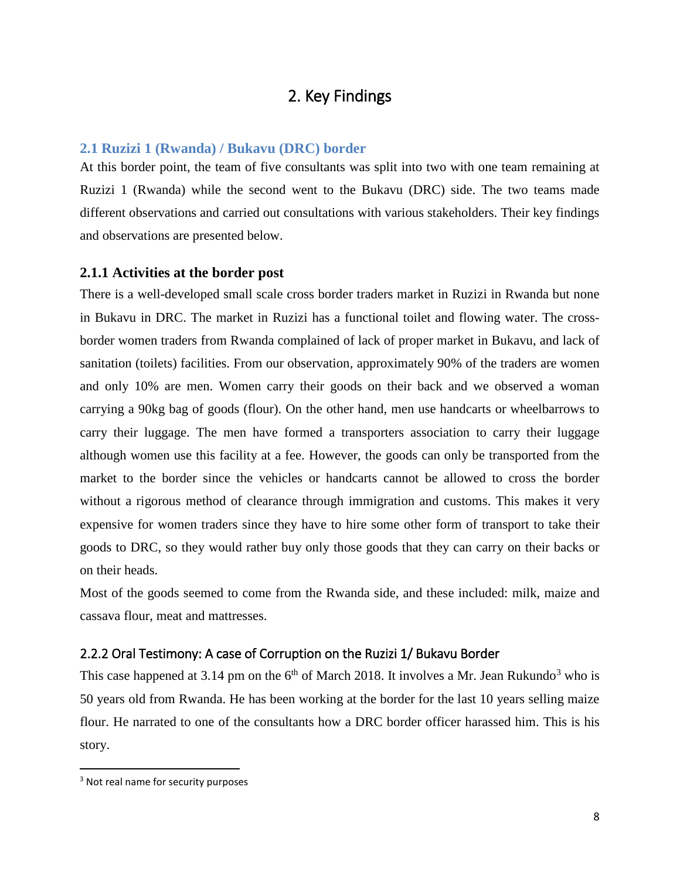# 2. Key Findings

## 2.1 Ruzizi 1 (Rwanda) / Bukavu (DRC) border

At this border point, the team of five consultants was split into two with one team remaining at Ruzizi 1 (Rwanda) while the second went to the Bukavu (DRC) side. The two teams made different observations and carried out consultations with various stakeholders. Their key findings and observations are presented below.

### 2.1.1 Activities at the border post

There is a well-developed small scale cross border traders market in Ruzizi in Rwanda but none in Bukavu in DRC. The market in Ruzizi has a functional toilet and flowing water. The cross-border women traders from Rwanda complained of lack of proper market in Bukavu, and lack of sanitation (toilets) facilities. From our observation, approximately 90% of the traders are women and only 10% are men. Women carry their goods on their back and we observed a woman carrying a 90kg bag of goods (flour). On the other hand, men use handcarts or wheelbarrows to carry their luggage. The men have formed a transporters association to carry their luggage although women use this facility at a fee. However, the goods can only be transported from the market to the border since the vehicles or handcarts cannot be allowed to cross the border without a rigorous method of clearance through immigration and customs. This makes it very expensive for women traders since they have to hire some other form of transport to take their goods to DRC, so they would rather buy only those goods that they can carry on their backs or on their heads.

Most of the goods seemed to come from the Rwanda side, and these included: milk, maize and cassava flour, meat and mattresses.

### 2.2.2 Oral Testimony: A case of Corruption on the Ruzizi 1/ Bukavu Border

This case happened at 3.14 pm on the 6th of March 2018. It involves a Mr. Jean Rukundo[3] who is 50 years old from Rwanda. He has been working at the border for the last 10 years selling maize flour. He narrated to one of the consultants how a DRC border officer harassed him. This is his story.

---

[3] Not real name for security purposes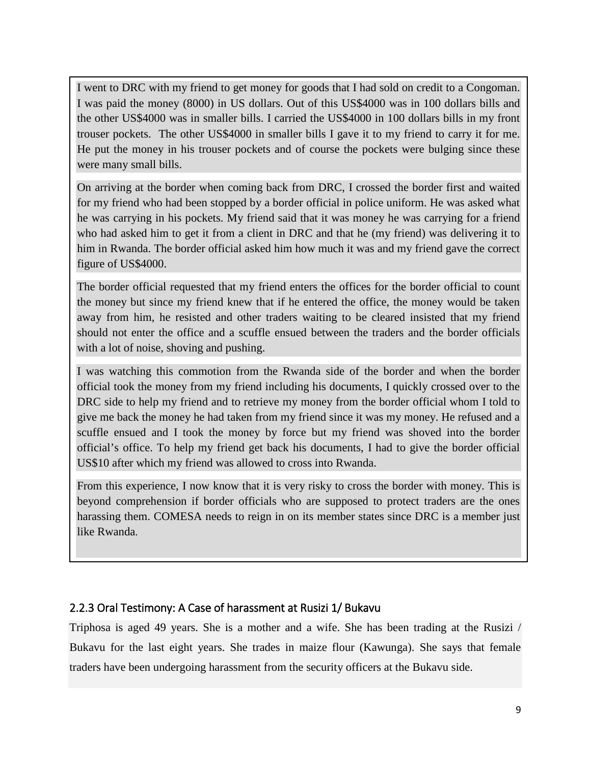I went to DRC with my friend to get money for goods that I had sold on credit to a Congoman. I was paid the money (8000) in US dollars. Out of this US$4000 was in 100 dollars bills and the other US$4000 was in smaller bills. I carried the US$4000 in 100 dollars bills in my front trouser pockets. The other US$4000 in smaller bills I gave it to my friend to carry it for me. He put the money in his trouser pockets and of course the pockets were bulging since these were many small bills.

On arriving at the border when coming back from DRC, I crossed the border first and waited for my friend who had been stopped by a border official in police uniform. He was asked what he was carrying in his pockets. My friend said that it was money he was carrying for a friend who had asked him to get it from a client in DRC and that he (my friend) was delivering it to him in Rwanda. The border official asked him how much it was and my friend gave the correct figure of US$4000.

The border official requested that my friend enters the offices for the border official to count the money but since my friend knew that if he entered the office, the money would be taken away from him, he resisted and other traders waiting to be cleared insisted that my friend should not enter the office and a scuffle ensued between the traders and the border officials with a lot of noise, shoving and pushing.

I was watching this commotion from the Rwanda side of the border and when the border official took the money from my friend including his documents, I quickly crossed over to the DRC side to help my friend and to retrieve my money from the border official whom I told to give me back the money he had taken from my friend since it was my money. He refused and a scuffle ensued and I took the money by force but my friend was shoved into the border official's office. To help my friend get back his documents, I had to give the border official US$10 after which my friend was allowed to cross into Rwanda.

From this experience, I now know that it is very risky to cross the border with money. This is beyond comprehension if border officials who are supposed to protect traders are the ones harassing them. COMESA needs to reign in on its member states since DRC is a member just like Rwanda.

### 2.2.3 Oral Testimony: A Case of harassment at Rusizi 1/ Bukavu

Triphosa is aged 49 years. She is a mother and a wife. She has been trading at the Rusizi / Bukavu for the last eight years. She trades in maize flour (Kawunga). She says that female traders have been undergoing harassment from the security officers at the Bukavu side.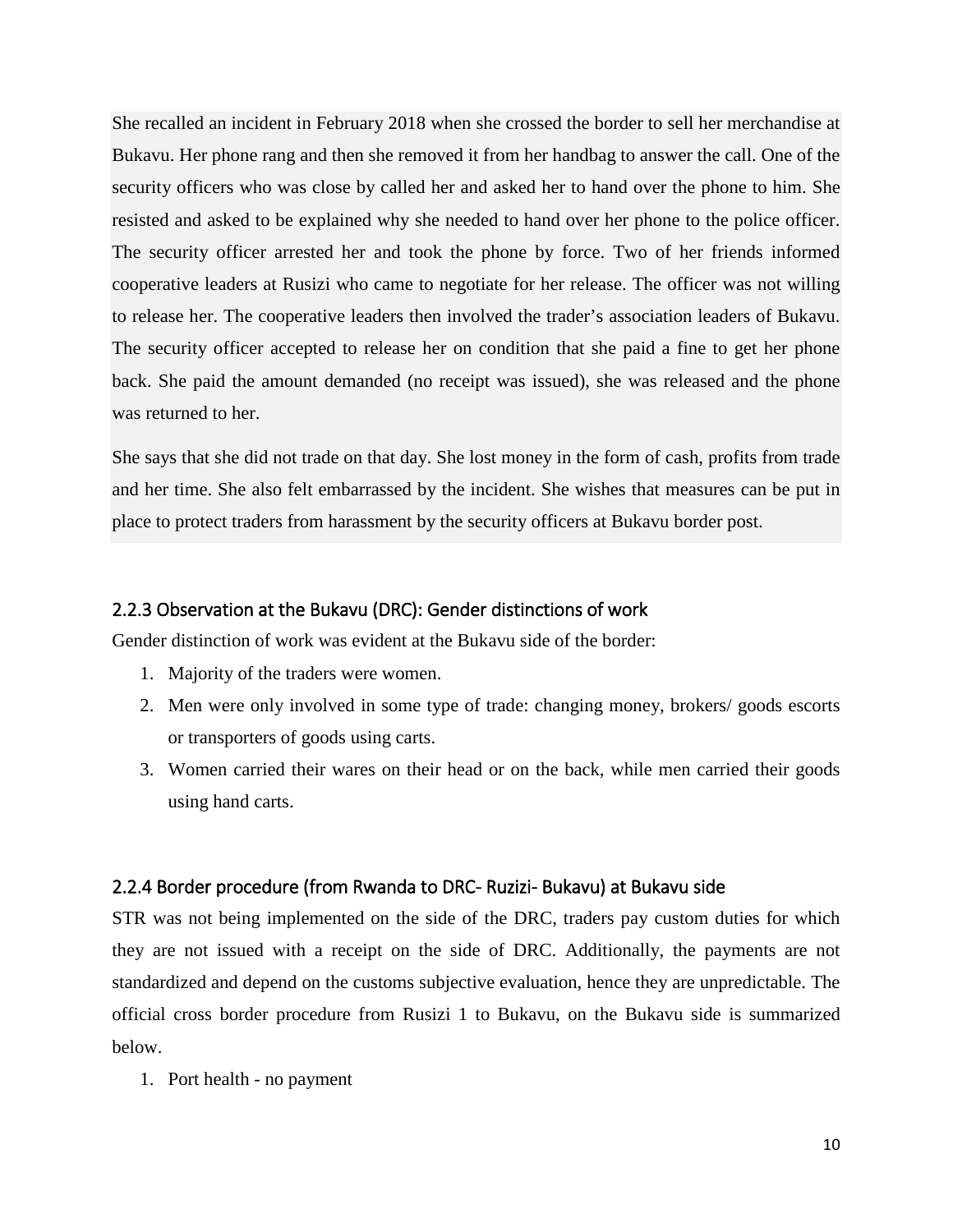She recalled an incident in February 2018 when she crossed the border to sell her merchandise at Bukavu. Her phone rang and then she removed it from her handbag to answer the call. One of the security officers who was close by called her and asked her to hand over the phone to him. She resisted and asked to be explained why she needed to hand over her phone to the police officer. The security officer arrested her and took the phone by force. Two of her friends informed cooperative leaders at Rusizi who came to negotiate for her release. The officer was not willing to release her. The cooperative leaders then involved the trader's association leaders of Bukavu. The security officer accepted to release her on condition that she paid a fine to get her phone back. She paid the amount demanded (no receipt was issued), she was released and the phone was returned to her.

She says that she did not trade on that day. She lost money in the form of cash, profits from trade and her time. She also felt embarrassed by the incident. She wishes that measures can be put in place to protect traders from harassment by the security officers at Bukavu border post.

### 2.2.3 Observation at the Bukavu (DRC): Gender distinctions of work

Gender distinction of work was evident at the Bukavu side of the border:

1. Majority of the traders were women.
2. Men were only involved in some type of trade: changing money, brokers/ goods escorts or transporters of goods using carts.
3. Women carried their wares on their head or on the back, while men carried their goods using hand carts.

### 2.2.4 Border procedure (from Rwanda to DRC- Ruzizi- Bukavu) at Bukavu side

STR was not being implemented on the side of the DRC, traders pay custom duties for which they are not issued with a receipt on the side of DRC. Additionally, the payments are not standardized and depend on the customs subjective evaluation, hence they are unpredictable. The official cross border procedure from Rusizi 1 to Bukavu, on the Bukavu side is summarized below.

1. Port health - no payment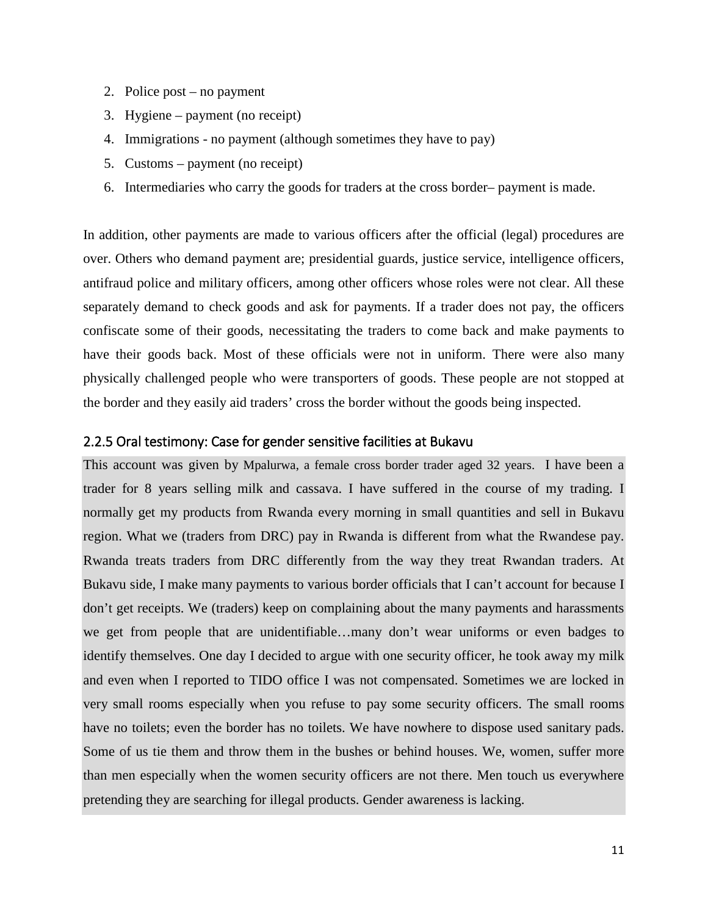2. Police post – no payment
3. Hygiene – payment (no receipt)
4. Immigrations - no payment (although sometimes they have to pay)
5. Customs – payment (no receipt)
6. Intermediaries who carry the goods for traders at the cross border– payment is made.

In addition, other payments are made to various officers after the official (legal) procedures are over. Others who demand payment are; presidential guards, justice service, intelligence officers, antifraud police and military officers, among other officers whose roles were not clear. All these separately demand to check goods and ask for payments. If a trader does not pay, the officers confiscate some of their goods, necessitating the traders to come back and make payments to have their goods back. Most of these officials were not in uniform. There were also many physically challenged people who were transporters of goods. These people are not stopped at the border and they easily aid traders' cross the border without the goods being inspected.

### 2.2.5 Oral testimony: Case for gender sensitive facilities at Bukavu

This account was given by Mpalurwa, a female cross border trader aged 32 years. I have been a trader for 8 years selling milk and cassava. I have suffered in the course of my trading. I normally get my products from Rwanda every morning in small quantities and sell in Bukavu region. What we (traders from DRC) pay in Rwanda is different from what the Rwandese pay. Rwanda treats traders from DRC differently from the way they treat Rwandan traders. At Bukavu side, I make many payments to various border officials that I can't account for because I don't get receipts. We (traders) keep on complaining about the many payments and harassments we get from people that are unidentifiable…many don't wear uniforms or even badges to identify themselves. One day I decided to argue with one security officer, he took away my milk and even when I reported to TIDO office I was not compensated. Sometimes we are locked in very small rooms especially when you refuse to pay some security officers. The small rooms have no toilets; even the border has no toilets. We have nowhere to dispose used sanitary pads. Some of us tie them and throw them in the bushes or behind houses. We, women, suffer more than men especially when the women security officers are not there. Men touch us everywhere pretending they are searching for illegal products. Gender awareness is lacking.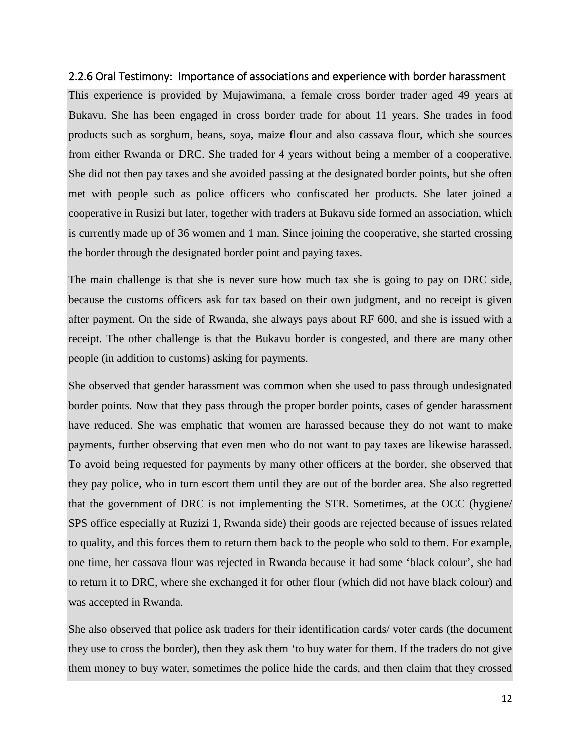### 2.2.6 Oral Testimony: Importance of associations and experience with border harassment

This experience is provided by Mujawimana, a female cross border trader aged 49 years at Bukavu. She has been engaged in cross border trade for about 11 years. She trades in food products such as sorghum, beans, soya, maize flour and also cassava flour, which she sources from either Rwanda or DRC. She traded for 4 years without being a member of a cooperative. She did not then pay taxes and she avoided passing at the designated border points, but she often met with people such as police officers who confiscated her products. She later joined a cooperative in Rusizi but later, together with traders at Bukavu side formed an association, which is currently made up of 36 women and 1 man. Since joining the cooperative, she started crossing the border through the designated border point and paying taxes.

The main challenge is that she is never sure how much tax she is going to pay on DRC side, because the customs officers ask for tax based on their own judgment, and no receipt is given after payment. On the side of Rwanda, she always pays about RF 600, and she is issued with a receipt. The other challenge is that the Bukavu border is congested, and there are many other people (in addition to customs) asking for payments.

She observed that gender harassment was common when she used to pass through undesignated border points. Now that they pass through the proper border points, cases of gender harassment have reduced. She was emphatic that women are harassed because they do not want to make payments, further observing that even men who do not want to pay taxes are likewise harassed. To avoid being requested for payments by many other officers at the border, she observed that they pay police, who in turn escort them until they are out of the border area. She also regretted that the government of DRC is not implementing the STR. Sometimes, at the OCC (hygiene/ SPS office especially at Ruzizi 1, Rwanda side) their goods are rejected because of issues related to quality, and this forces them to return them back to the people who sold to them. For example, one time, her cassava flour was rejected in Rwanda because it had some 'black colour', she had to return it to DRC, where she exchanged it for other flour (which did not have black colour) and was accepted in Rwanda.

She also observed that police ask traders for their identification cards/ voter cards (the document they use to cross the border), then they ask them 'to buy water for them. If the traders do not give them money to buy water, sometimes the police hide the cards, and then claim that they crossed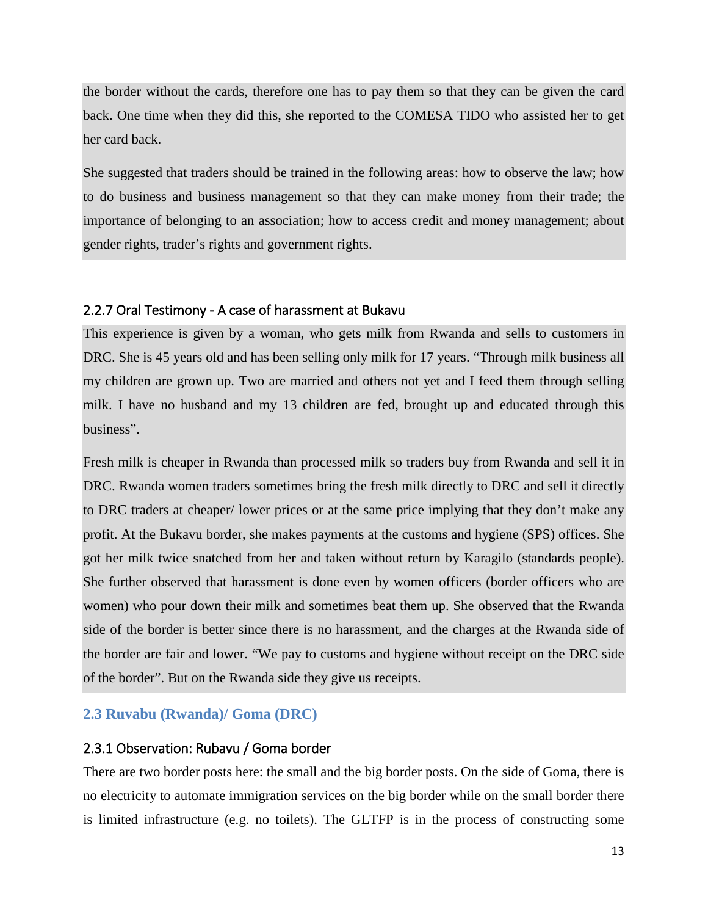the border without the cards, therefore one has to pay them so that they can be given the card back. One time when they did this, she reported to the COMESA TIDO who assisted her to get her card back.

She suggested that traders should be trained in the following areas: how to observe the law; how to do business and business management so that they can make money from their trade; the importance of belonging to an association; how to access credit and money management; about gender rights, trader's rights and government rights.

#### 2.2.7 Oral Testimony - A case of harassment at Bukavu

This experience is given by a woman, who gets milk from Rwanda and sells to customers in DRC. She is 45 years old and has been selling only milk for 17 years. "Through milk business all my children are grown up. Two are married and others not yet and I feed them through selling milk. I have no husband and my 13 children are fed, brought up and educated through this business".

Fresh milk is cheaper in Rwanda than processed milk so traders buy from Rwanda and sell it in DRC. Rwanda women traders sometimes bring the fresh milk directly to DRC and sell it directly to DRC traders at cheaper/ lower prices or at the same price implying that they don't make any profit. At the Bukavu border, she makes payments at the customs and hygiene (SPS) offices. She got her milk twice snatched from her and taken without return by Karagilo (standards people). She further observed that harassment is done even by women officers (border officers who are women) who pour down their milk and sometimes beat them up. She observed that the Rwanda side of the border is better since there is no harassment, and the charges at the Rwanda side of the border are fair and lower. "We pay to customs and hygiene without receipt on the DRC side of the border". But on the Rwanda side they give us receipts.

### 2.3 Ruvabu (Rwanda)/ Goma (DRC)

#### 2.3.1 Observation: Rubavu / Goma border

There are two border posts here: the small and the big border posts. On the side of Goma, there is no electricity to automate immigration services on the big border while on the small border there is limited infrastructure (e.g. no toilets). The GLTFP is in the process of constructing some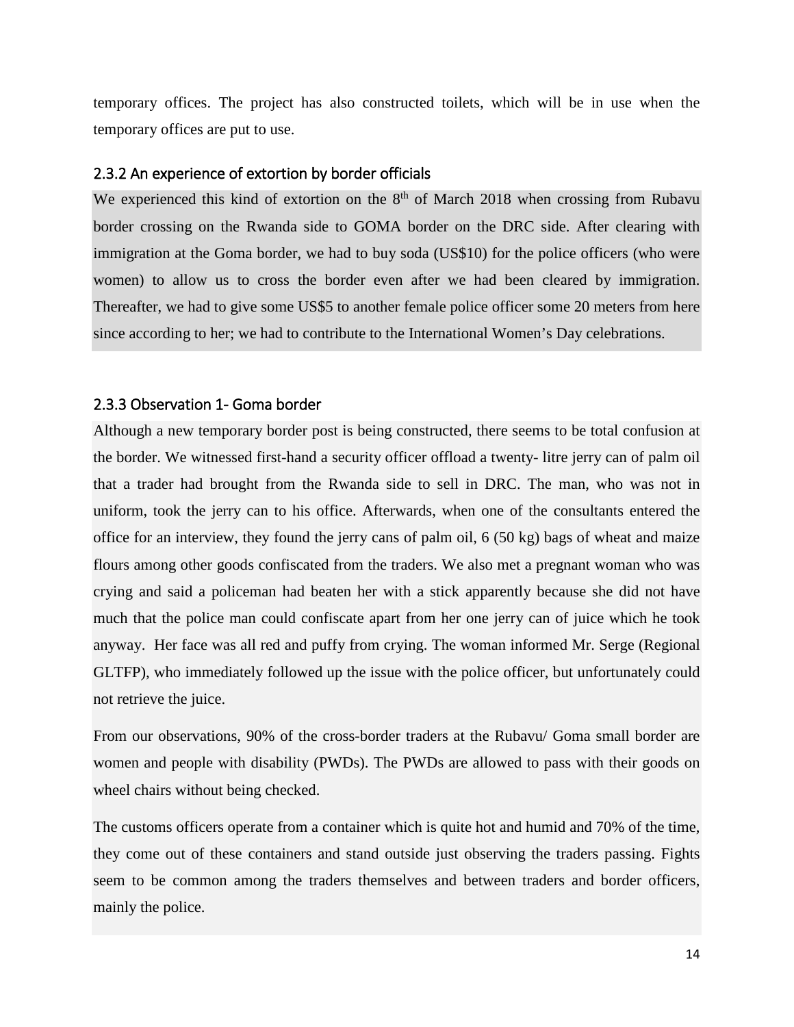temporary offices. The project has also constructed toilets, which will be in use when the temporary offices are put to use.

### 2.3.2 An experience of extortion by border officials

We experienced this kind of extortion on the 8th of March 2018 when crossing from Rubavu border crossing on the Rwanda side to GOMA border on the DRC side. After clearing with immigration at the Goma border, we had to buy soda (US$10) for the police officers (who were women) to allow us to cross the border even after we had been cleared by immigration. Thereafter, we had to give some US$5 to another female police officer some 20 meters from here since according to her; we had to contribute to the International Women's Day celebrations.

### 2.3.3 Observation 1- Goma border

Although a new temporary border post is being constructed, there seems to be total confusion at the border. We witnessed first-hand a security officer offload a twenty- litre jerry can of palm oil that a trader had brought from the Rwanda side to sell in DRC. The man, who was not in uniform, took the jerry can to his office. Afterwards, when one of the consultants entered the office for an interview, they found the jerry cans of palm oil, 6 (50 kg) bags of wheat and maize flours among other goods confiscated from the traders. We also met a pregnant woman who was crying and said a policeman had beaten her with a stick apparently because she did not have much that the police man could confiscate apart from her one jerry can of juice which he took anyway. Her face was all red and puffy from crying. The woman informed Mr. Serge (Regional GLTFP), who immediately followed up the issue with the police officer, but unfortunately could not retrieve the juice.

From our observations, 90% of the cross-border traders at the Rubavu/ Goma small border are women and people with disability (PWDs). The PWDs are allowed to pass with their goods on wheel chairs without being checked.

The customs officers operate from a container which is quite hot and humid and 70% of the time, they come out of these containers and stand outside just observing the traders passing. Fights seem to be common among the traders themselves and between traders and border officers, mainly the police.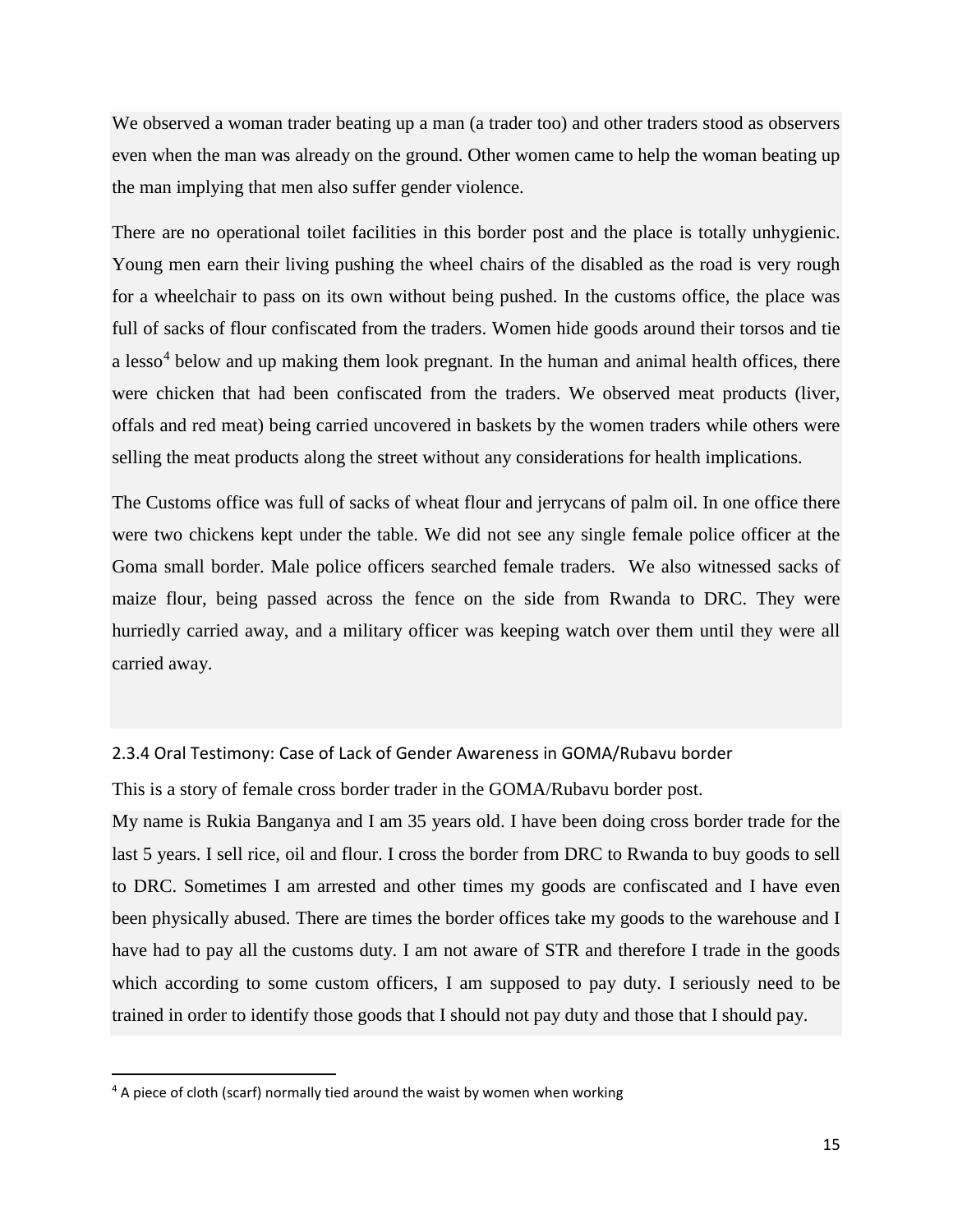We observed a woman trader beating up a man (a trader too) and other traders stood as observers even when the man was already on the ground. Other women came to help the woman beating up the man implying that men also suffer gender violence.

There are no operational toilet facilities in this border post and the place is totally unhygienic. Young men earn their living pushing the wheel chairs of the disabled as the road is very rough for a wheelchair to pass on its own without being pushed. In the customs office, the place was full of sacks of flour confiscated from the traders. Women hide goods around their torsos and tie a lesso[4] below and up making them look pregnant. In the human and animal health offices, there were chicken that had been confiscated from the traders. We observed meat products (liver, offals and red meat) being carried uncovered in baskets by the women traders while others were selling the meat products along the street without any considerations for health implications.

The Customs office was full of sacks of wheat flour and jerrycans of palm oil. In one office there were two chickens kept under the table. We did not see any single female police officer at the Goma small border. Male police officers searched female traders. We also witnessed sacks of maize flour, being passed across the fence on the side from Rwanda to DRC. They were hurriedly carried away, and a military officer was keeping watch over them until they were all carried away.

#### 2.3.4 Oral Testimony: Case of Lack of Gender Awareness in GOMA/Rubavu border

This is a story of female cross border trader in the GOMA/Rubavu border post.

My name is Rukia Banganya and I am 35 years old. I have been doing cross border trade for the last 5 years. I sell rice, oil and flour. I cross the border from DRC to Rwanda to buy goods to sell to DRC. Sometimes I am arrested and other times my goods are confiscated and I have even been physically abused. There are times the border offices take my goods to the warehouse and I have had to pay all the customs duty. I am not aware of STR and therefore I trade in the goods which according to some custom officers, I am supposed to pay duty. I seriously need to be trained in order to identify those goods that I should not pay duty and those that I should pay.

---

[4] A piece of cloth (scarf) normally tied around the waist by women when working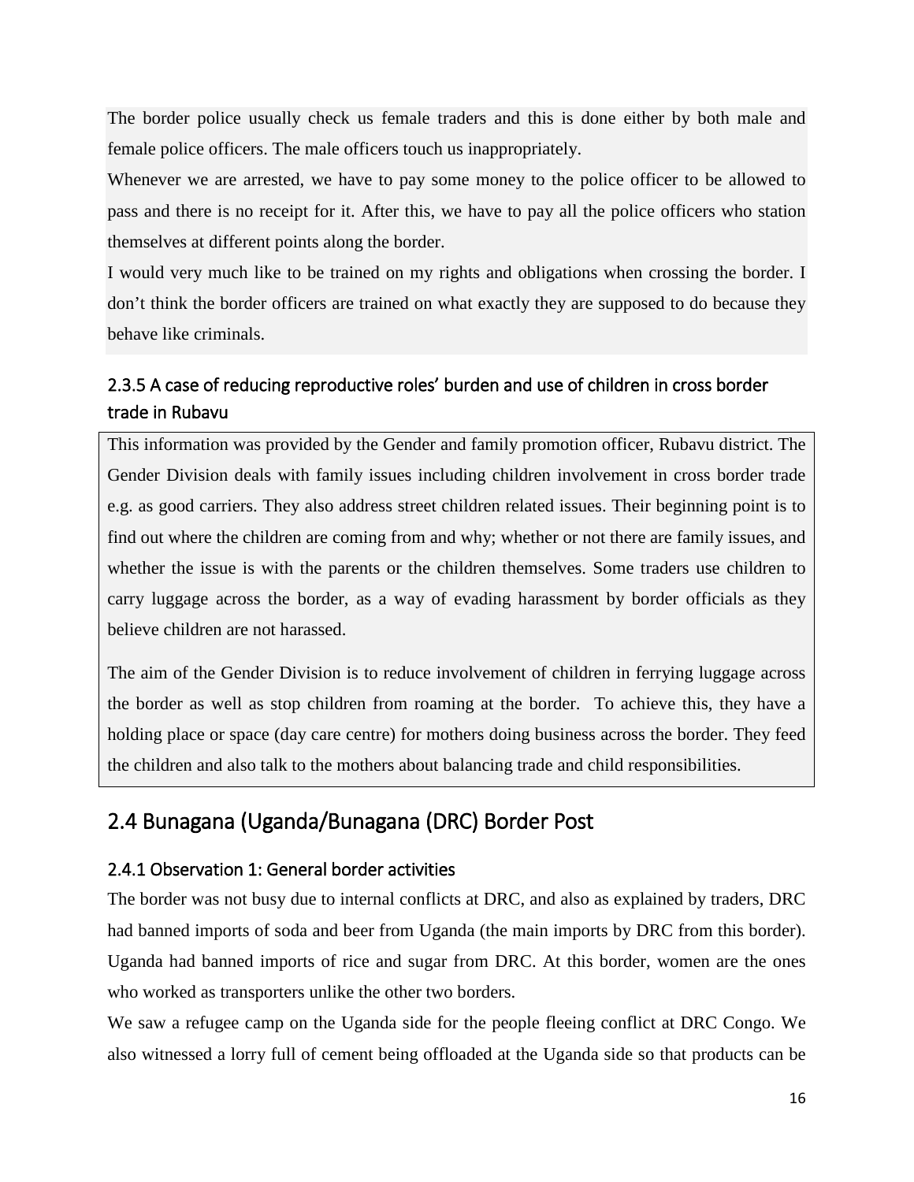The border police usually check us female traders and this is done either by both male and female police officers. The male officers touch us inappropriately.

Whenever we are arrested, we have to pay some money to the police officer to be allowed to pass and there is no receipt for it. After this, we have to pay all the police officers who station themselves at different points along the border.

I would very much like to be trained on my rights and obligations when crossing the border. I don't think the border officers are trained on what exactly they are supposed to do because they behave like criminals.

### 2.3.5 A case of reducing reproductive roles' burden and use of children in cross border trade in Rubavu

This information was provided by the Gender and family promotion officer, Rubavu district. The Gender Division deals with family issues including children involvement in cross border trade e.g. as good carriers. They also address street children related issues. Their beginning point is to find out where the children are coming from and why; whether or not there are family issues, and whether the issue is with the parents or the children themselves. Some traders use children to carry luggage across the border, as a way of evading harassment by border officials as they believe children are not harassed.

The aim of the Gender Division is to reduce involvement of children in ferrying luggage across the border as well as stop children from roaming at the border. To achieve this, they have a holding place or space (day care centre) for mothers doing business across the border. They feed the children and also talk to the mothers about balancing trade and child responsibilities.

## 2.4 Bunagana (Uganda/Bunagana (DRC) Border Post

### 2.4.1 Observation 1: General border activities

The border was not busy due to internal conflicts at DRC, and also as explained by traders, DRC had banned imports of soda and beer from Uganda (the main imports by DRC from this border). Uganda had banned imports of rice and sugar from DRC. At this border, women are the ones who worked as transporters unlike the other two borders.

We saw a refugee camp on the Uganda side for the people fleeing conflict at DRC Congo. We also witnessed a lorry full of cement being offloaded at the Uganda side so that products can be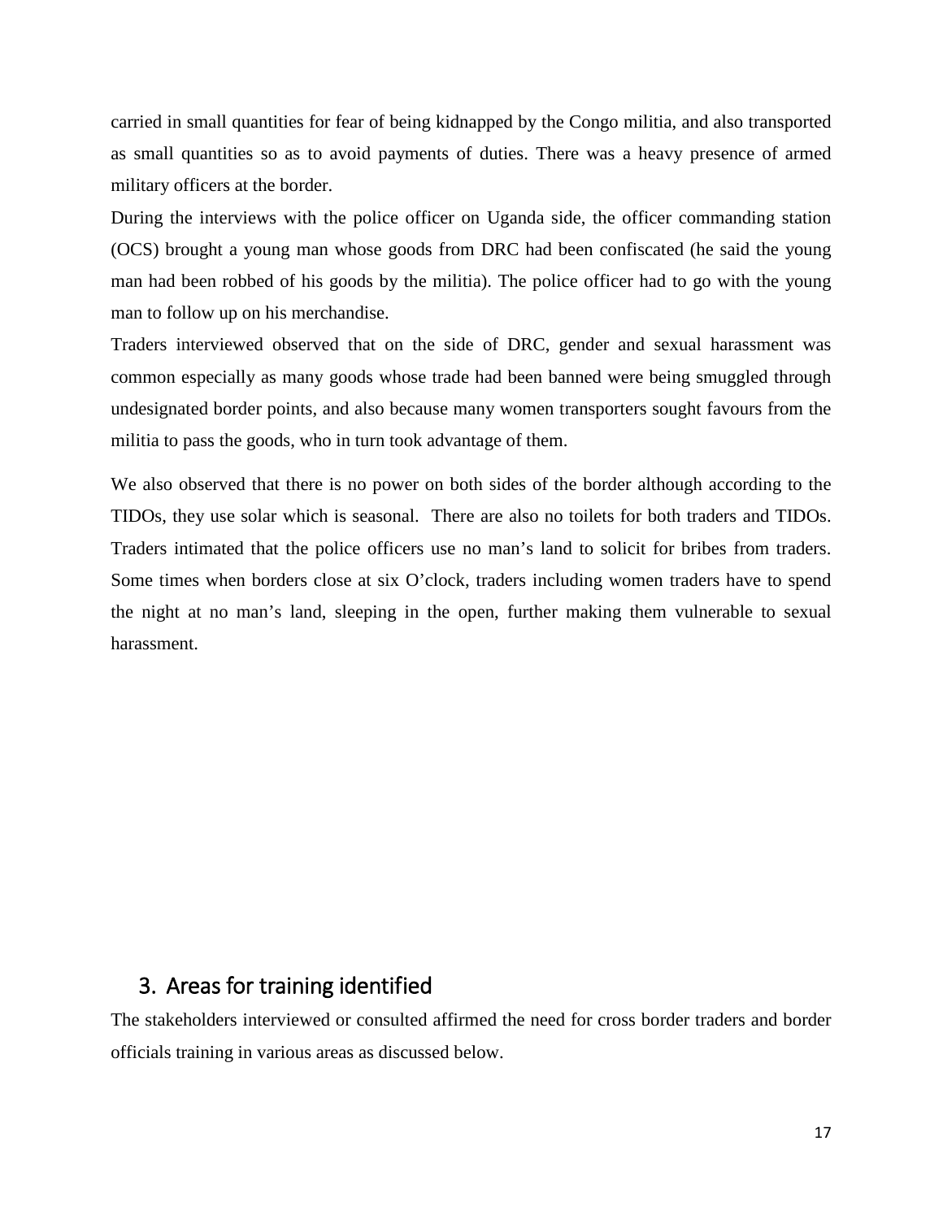carried in small quantities for fear of being kidnapped by the Congo militia, and also transported as small quantities so as to avoid payments of duties. There was a heavy presence of armed military officers at the border.

During the interviews with the police officer on Uganda side, the officer commanding station (OCS) brought a young man whose goods from DRC had been confiscated (he said the young man had been robbed of his goods by the militia). The police officer had to go with the young man to follow up on his merchandise.

Traders interviewed observed that on the side of DRC, gender and sexual harassment was common especially as many goods whose trade had been banned were being smuggled through undesignated border points, and also because many women transporters sought favours from the militia to pass the goods, who in turn took advantage of them.

We also observed that there is no power on both sides of the border although according to the TIDOs, they use solar which is seasonal. There are also no toilets for both traders and TIDOs. Traders intimated that the police officers use no man's land to solicit for bribes from traders. Some times when borders close at six O'clock, traders including women traders have to spend the night at no man's land, sleeping in the open, further making them vulnerable to sexual harassment.

# 3. Areas for training identified

The stakeholders interviewed or consulted affirmed the need for cross border traders and border officials training in various areas as discussed below.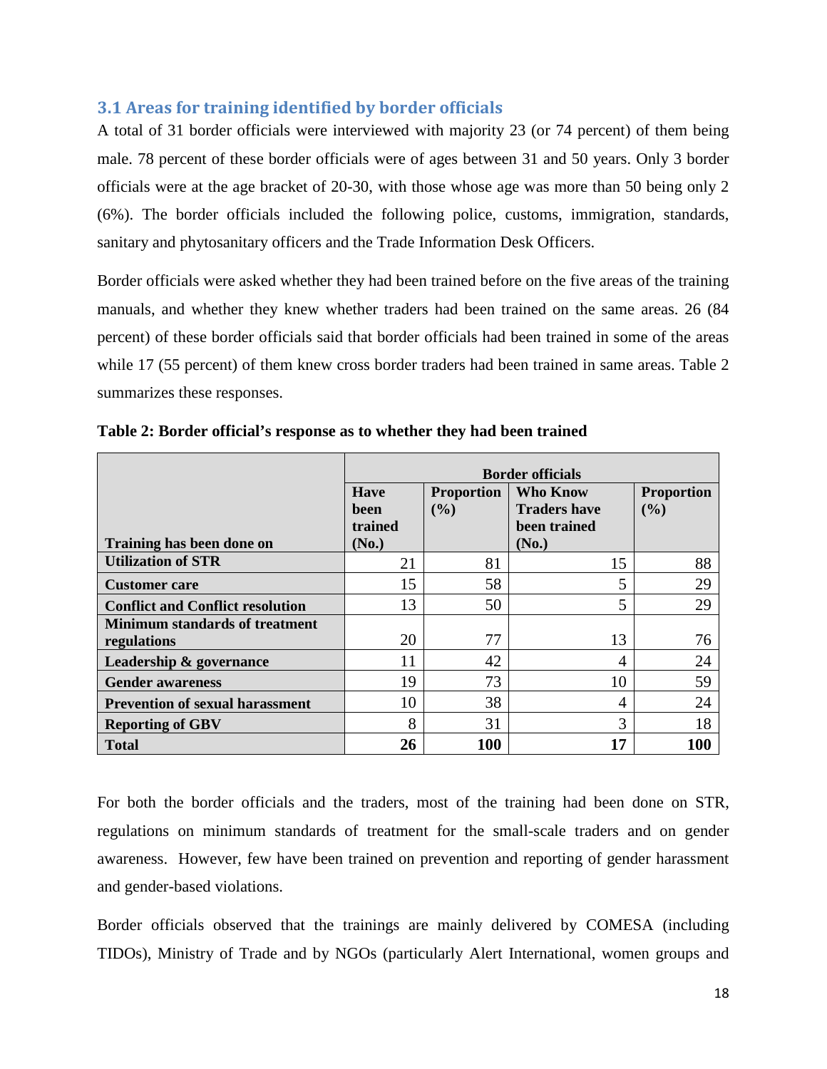### 3.1 Areas for training identified by border officials

A total of 31 border officials were interviewed with majority 23 (or 74 percent) of them being male. 78 percent of these border officials were of ages between 31 and 50 years. Only 3 border officials were at the age bracket of 20-30, with those whose age was more than 50 being only 2 (6%). The border officials included the following police, customs, immigration, standards, sanitary and phytosanitary officers and the Trade Information Desk Officers.

Border officials were asked whether they had been trained before on the five areas of the training manuals, and whether they knew whether traders had been trained on the same areas. 26 (84 percent) of these border officials said that border officials had been trained in some of the areas while 17 (55 percent) of them knew cross border traders had been trained in same areas. Table 2 summarizes these responses.

**Table 2: Border official's response as to whether they had been trained**

| | Border officials | | | |
|---|---|---|---|---|
| **Training has been done on** | **Have been trained (No.)** | **Proportion (%)** | **Who Know Traders have been trained (No.)** | **Proportion (%)** |
| **Utilization of STR** | 21 | 81 | 15 | 88 |
| **Customer care** | 15 | 58 | 5 | 29 |
| **Conflict and Conflict resolution** | 13 | 50 | 5 | 29 |
| **Minimum standards of treatment regulations** | 20 | 77 | 13 | 76 |
| **Leadership & governance** | 11 | 42 | 4 | 24 |
| **Gender awareness** | 19 | 73 | 10 | 59 |
| **Prevention of sexual harassment** | 10 | 38 | 4 | 24 |
| **Reporting of GBV** | 8 | 31 | 3 | 18 |
| **Total** | **26** | **100** | **17** | **100** |

For both the border officials and the traders, most of the training had been done on STR, regulations on minimum standards of treatment for the small-scale traders and on gender awareness. However, few have been trained on prevention and reporting of gender harassment and gender-based violations.

Border officials observed that the trainings are mainly delivered by COMESA (including TIDOs), Ministry of Trade and by NGOs (particularly Alert International, women groups and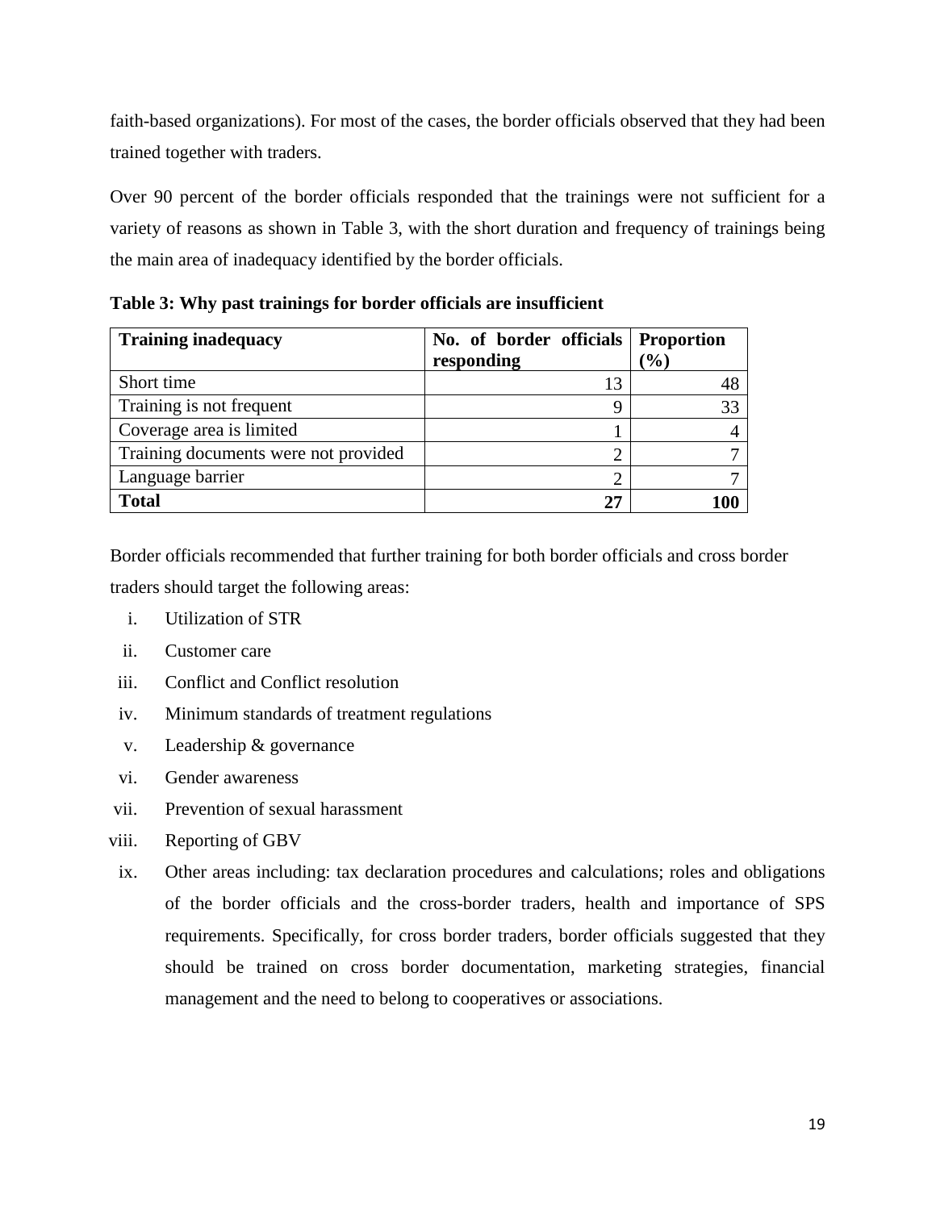faith-based organizations). For most of the cases, the border officials observed that they had been trained together with traders.

Over 90 percent of the border officials responded that the trainings were not sufficient for a variety of reasons as shown in Table 3, with the short duration and frequency of trainings being the main area of inadequacy identified by the border officials.

**Table 3: Why past trainings for border officials are insufficient**

| Training inadequacy | No. of border officials responding | Proportion (%) |
|---|---|---|
| Short time | 13 | 48 |
| Training is not frequent | 9 | 33 |
| Coverage area is limited | 1 | 4 |
| Training documents were not provided | 2 | 7 |
| Language barrier | 2 | 7 |
| **Total** | **27** | **100** |

Border officials recommended that further training for both border officials and cross border traders should target the following areas:

i. Utilization of STR
ii. Customer care
iii. Conflict and Conflict resolution
iv. Minimum standards of treatment regulations
v. Leadership & governance
vi. Gender awareness
vii. Prevention of sexual harassment
viii. Reporting of GBV
ix. Other areas including: tax declaration procedures and calculations; roles and obligations of the border officials and the cross-border traders, health and importance of SPS requirements. Specifically, for cross border traders, border officials suggested that they should be trained on cross border documentation, marketing strategies, financial management and the need to belong to cooperatives or associations.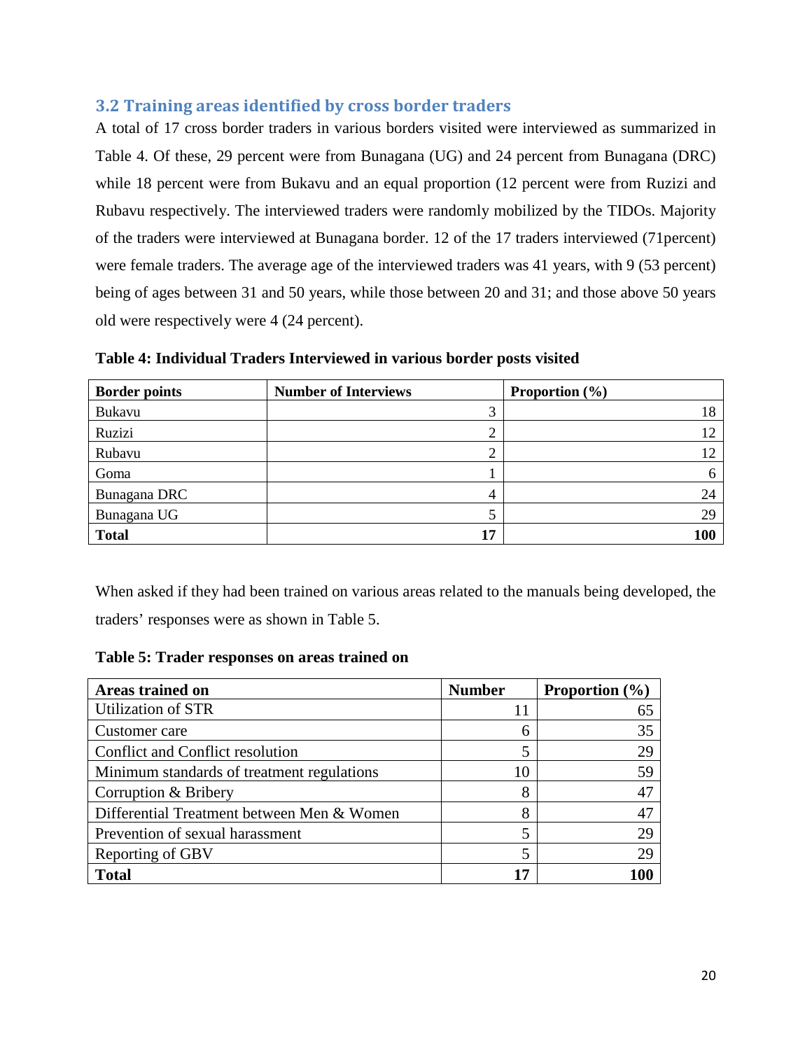### 3.2 Training areas identified by cross border traders

A total of 17 cross border traders in various borders visited were interviewed as summarized in Table 4. Of these, 29 percent were from Bunagana (UG) and 24 percent from Bunagana (DRC) while 18 percent were from Bukavu and an equal proportion (12 percent were from Ruzizi and Rubavu respectively. The interviewed traders were randomly mobilized by the TIDOs. Majority of the traders were interviewed at Bunagana border. 12 of the 17 traders interviewed (71percent) were female traders. The average age of the interviewed traders was 41 years, with 9 (53 percent) being of ages between 31 and 50 years, while those between 20 and 31; and those above 50 years old were respectively were 4 (24 percent).

**Table 4: Individual Traders Interviewed in various border posts visited**

| Border points | Number of Interviews | Proportion (%) |
|---|---:|---:|
| Bukavu | 3 | 18 |
| Ruzizi | 2 | 12 |
| Rubavu | 2 | 12 |
| Goma | 1 | 6 |
| Bunagana DRC | 4 | 24 |
| Bunagana UG | 5 | 29 |
| **Total** | **17** | **100** |

When asked if they had been trained on various areas related to the manuals being developed, the traders' responses were as shown in Table 5.

**Table 5: Trader responses on areas trained on**

| Areas trained on | Number | Proportion (%) |
|---|---:|---:|
| Utilization of STR | 11 | 65 |
| Customer care | 6 | 35 |
| Conflict and Conflict resolution | 5 | 29 |
| Minimum standards of treatment regulations | 10 | 59 |
| Corruption & Bribery | 8 | 47 |
| Differential Treatment between Men & Women | 8 | 47 |
| Prevention of sexual harassment | 5 | 29 |
| Reporting of GBV | 5 | 29 |
| **Total** | **17** | **100** |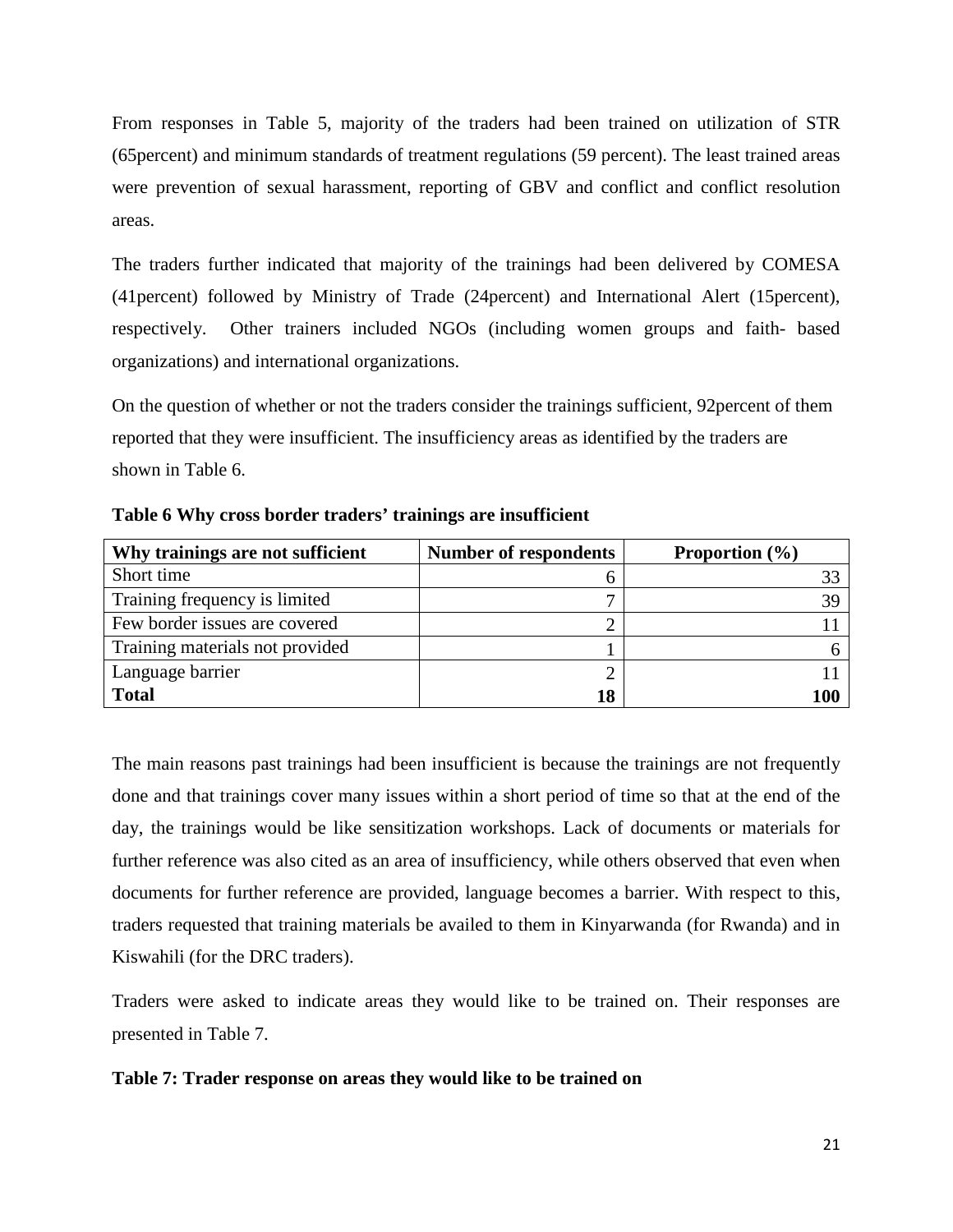From responses in Table 5, majority of the traders had been trained on utilization of STR (65percent) and minimum standards of treatment regulations (59 percent). The least trained areas were prevention of sexual harassment, reporting of GBV and conflict and conflict resolution areas.

The traders further indicated that majority of the trainings had been delivered by COMESA (41percent) followed by Ministry of Trade (24percent) and International Alert (15percent), respectively.  Other trainers included NGOs (including women groups and faith- based organizations) and international organizations.

On the question of whether or not the traders consider the trainings sufficient, 92percent of them reported that they were insufficient. The insufficiency areas as identified by the traders are shown in Table 6.

**Table 6 Why cross border traders' trainings are insufficient**

| Why trainings are not sufficient | Number of respondents | Proportion (%) |
|---|---|---|
| Short time | 6 | 33 |
| Training frequency is limited | 7 | 39 |
| Few border issues are covered | 2 | 11 |
| Training materials not provided | 1 | 6 |
| Language barrier | 2 | 11 |
| **Total** | **18** | **100** |

The main reasons past trainings had been insufficient is because the trainings are not frequently done and that trainings cover many issues within a short period of time so that at the end of the day, the trainings would be like sensitization workshops. Lack of documents or materials for further reference was also cited as an area of insufficiency, while others observed that even when documents for further reference are provided, language becomes a barrier. With respect to this, traders requested that training materials be availed to them in Kinyarwanda (for Rwanda) and in Kiswahili (for the DRC traders).

Traders were asked to indicate areas they would like to be trained on. Their responses are presented in Table 7.

**Table 7: Trader response on areas they would like to be trained on**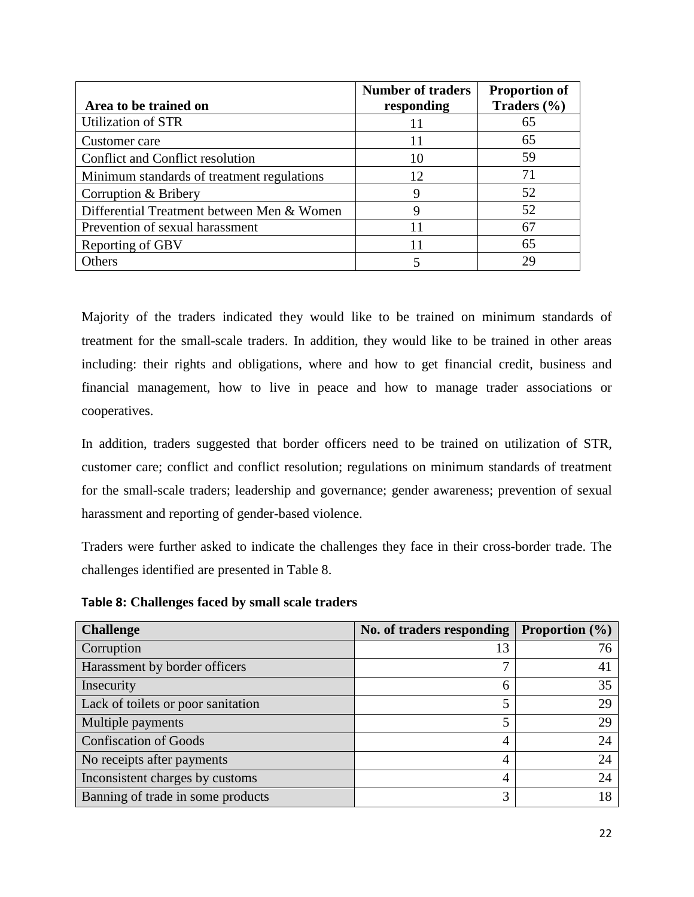| Area to be trained on | Number of traders responding | Proportion of Traders (%) |
|---|---|---|
| Utilization of STR | 11 | 65 |
| Customer care | 11 | 65 |
| Conflict and Conflict resolution | 10 | 59 |
| Minimum standards of treatment regulations | 12 | 71 |
| Corruption & Bribery | 9 | 52 |
| Differential Treatment between Men & Women | 9 | 52 |
| Prevention of sexual harassment | 11 | 67 |
| Reporting of GBV | 11 | 65 |
| Others | 5 | 29 |

Majority of the traders indicated they would like to be trained on minimum standards of treatment for the small-scale traders. In addition, they would like to be trained in other areas including: their rights and obligations, where and how to get financial credit, business and financial management, how to live in peace and how to manage trader associations or cooperatives.

In addition, traders suggested that border officers need to be trained on utilization of STR, customer care; conflict and conflict resolution; regulations on minimum standards of treatment for the small-scale traders; leadership and governance; gender awareness; prevention of sexual harassment and reporting of gender-based violence.

Traders were further asked to indicate the challenges they face in their cross-border trade. The challenges identified are presented in Table 8.

**Table 8: Challenges faced by small scale traders**

| Challenge | No. of traders responding | Proportion (%) |
|---|---|---|
| Corruption | 13 | 76 |
| Harassment by border officers | 7 | 41 |
| Insecurity | 6 | 35 |
| Lack of toilets or poor sanitation | 5 | 29 |
| Multiple payments | 5 | 29 |
| Confiscation of Goods | 4 | 24 |
| No receipts after payments | 4 | 24 |
| Inconsistent charges by customs | 4 | 24 |
| Banning of trade in some products | 3 | 18 |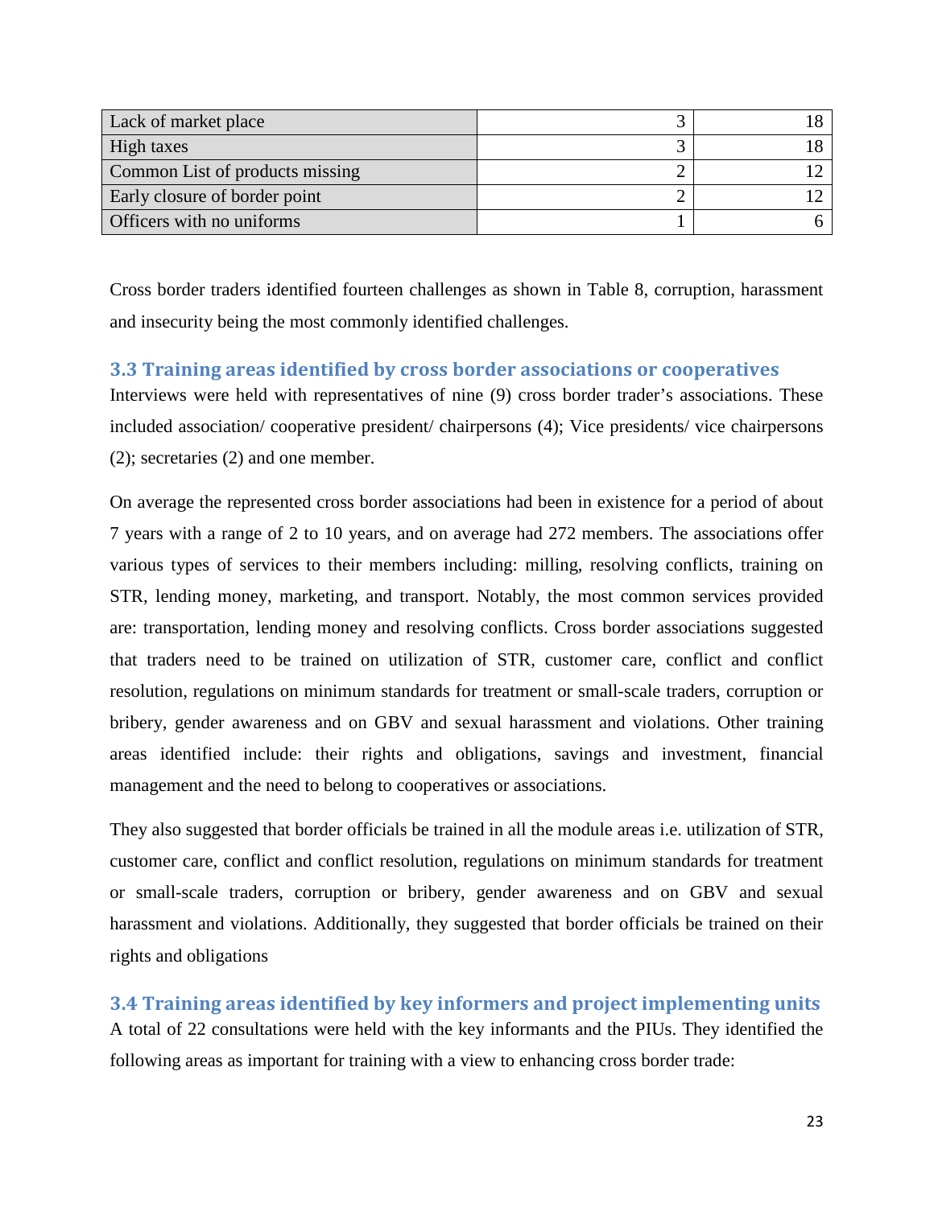| | | |
|---|---|---|
| Lack of market place | 3 | 18 |
| High taxes | 3 | 18 |
| Common List of products missing | 2 | 12 |
| Early closure of border point | 2 | 12 |
| Officers with no uniforms | 1 | 6 |

Cross border traders identified fourteen challenges as shown in Table 8, corruption, harassment and insecurity being the most commonly identified challenges.

### 3.3 Training areas identified by cross border associations or cooperatives

Interviews were held with representatives of nine (9) cross border trader's associations. These included association/ cooperative president/ chairpersons (4); Vice presidents/ vice chairpersons (2); secretaries (2) and one member.

On average the represented cross border associations had been in existence for a period of about 7 years with a range of 2 to 10 years, and on average had 272 members. The associations offer various types of services to their members including: milling, resolving conflicts, training on STR, lending money, marketing, and transport. Notably, the most common services provided are: transportation, lending money and resolving conflicts. Cross border associations suggested that traders need to be trained on utilization of STR, customer care, conflict and conflict resolution, regulations on minimum standards for treatment or small-scale traders, corruption or bribery, gender awareness and on GBV and sexual harassment and violations. Other training areas identified include: their rights and obligations, savings and investment, financial management and the need to belong to cooperatives or associations.

They also suggested that border officials be trained in all the module areas i.e. utilization of STR, customer care, conflict and conflict resolution, regulations on minimum standards for treatment or small-scale traders, corruption or bribery, gender awareness and on GBV and sexual harassment and violations. Additionally, they suggested that border officials be trained on their rights and obligations

### 3.4 Training areas identified by key informers and project implementing units

A total of 22 consultations were held with the key informants and the PIUs. They identified the following areas as important for training with a view to enhancing cross border trade: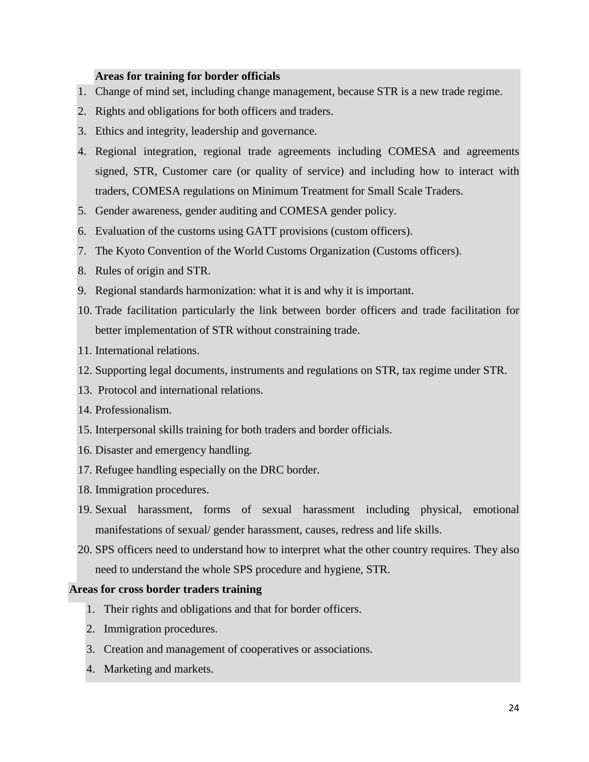**Areas for training for border officials**

1. Change of mind set, including change management, because STR is a new trade regime.
2. Rights and obligations for both officers and traders.
3. Ethics and integrity, leadership and governance.
4. Regional integration, regional trade agreements including COMESA and agreements signed, STR, Customer care (or quality of service) and including how to interact with traders, COMESA regulations on Minimum Treatment for Small Scale Traders.
5. Gender awareness, gender auditing and COMESA gender policy.
6. Evaluation of the customs using GATT provisions (custom officers).
7. The Kyoto Convention of the World Customs Organization (Customs officers).
8. Rules of origin and STR.
9. Regional standards harmonization: what it is and why it is important.
10. Trade facilitation particularly the link between border officers and trade facilitation for better implementation of STR without constraining trade.
11. International relations.
12. Supporting legal documents, instruments and regulations on STR, tax regime under STR.
13. Protocol and international relations.
14. Professionalism.
15. Interpersonal skills training for both traders and border officials.
16. Disaster and emergency handling.
17. Refugee handling especially on the DRC border.
18. Immigration procedures.
19. Sexual harassment, forms of sexual harassment including physical, emotional manifestations of sexual/ gender harassment, causes, redress and life skills.
20. SPS officers need to understand how to interpret what the other country requires. They also need to understand the whole SPS procedure and hygiene, STR.

**Areas for cross border traders training**

1. Their rights and obligations and that for border officers.
2. Immigration procedures.
3. Creation and management of cooperatives or associations.
4. Marketing and markets.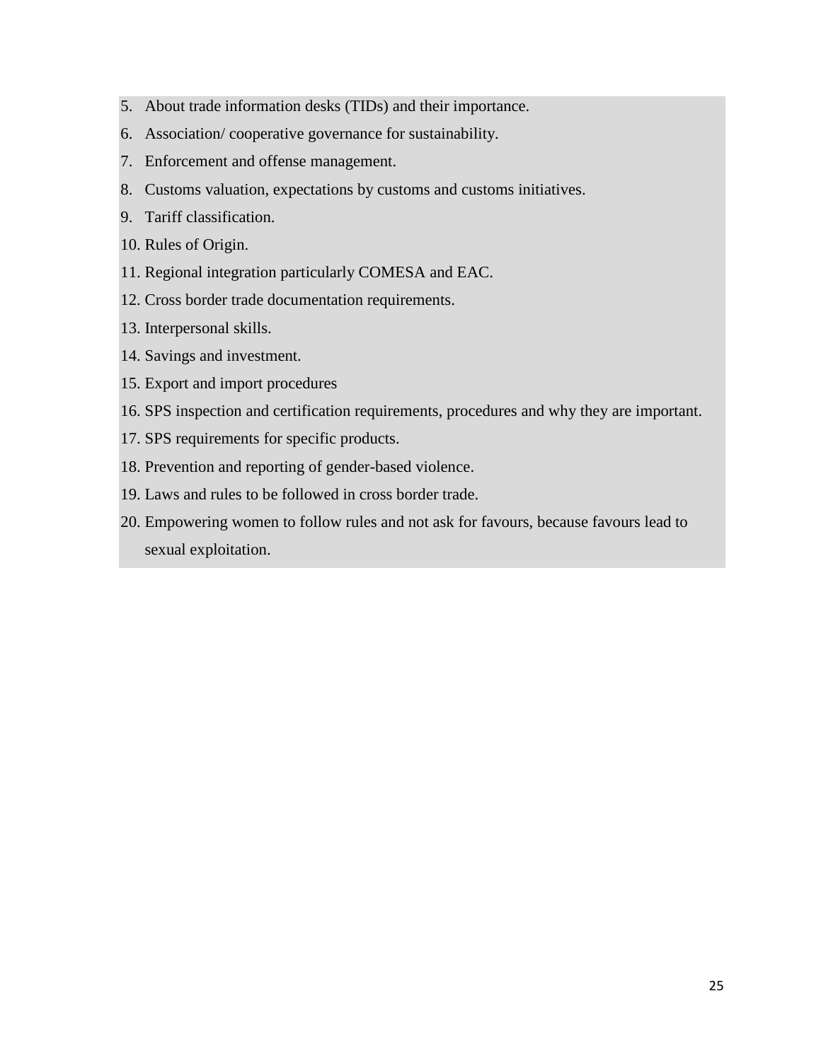5. About trade information desks (TIDs) and their importance.
6. Association/ cooperative governance for sustainability.
7. Enforcement and offense management.
8. Customs valuation, expectations by customs and customs initiatives.
9. Tariff classification.
10. Rules of Origin.
11. Regional integration particularly COMESA and EAC.
12. Cross border trade documentation requirements.
13. Interpersonal skills.
14. Savings and investment.
15. Export and import procedures
16. SPS inspection and certification requirements, procedures and why they are important.
17. SPS requirements for specific products.
18. Prevention and reporting of gender-based violence.
19. Laws and rules to be followed in cross border trade.
20. Empowering women to follow rules and not ask for favours, because favours lead to sexual exploitation.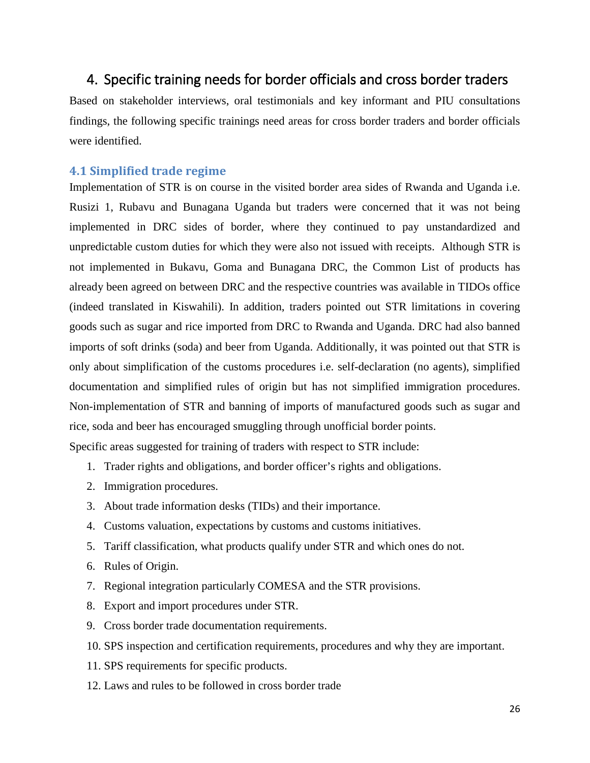# 4. Specific training needs for border officials and cross border traders

Based on stakeholder interviews, oral testimonials and key informant and PIU consultations findings, the following specific trainings need areas for cross border traders and border officials were identified.

## 4.1 Simplified trade regime

Implementation of STR is on course in the visited border area sides of Rwanda and Uganda i.e. Rusizi 1, Rubavu and Bunagana Uganda but traders were concerned that it was not being implemented in DRC sides of border, where they continued to pay unstandardized and unpredictable custom duties for which they were also not issued with receipts. Although STR is not implemented in Bukavu, Goma and Bunagana DRC, the Common List of products has already been agreed on between DRC and the respective countries was available in TIDOs office (indeed translated in Kiswahili). In addition, traders pointed out STR limitations in covering goods such as sugar and rice imported from DRC to Rwanda and Uganda. DRC had also banned imports of soft drinks (soda) and beer from Uganda. Additionally, it was pointed out that STR is only about simplification of the customs procedures i.e. self-declaration (no agents), simplified documentation and simplified rules of origin but has not simplified immigration procedures. Non-implementation of STR and banning of imports of manufactured goods such as sugar and rice, soda and beer has encouraged smuggling through unofficial border points.

Specific areas suggested for training of traders with respect to STR include:

1. Trader rights and obligations, and border officer's rights and obligations.
2. Immigration procedures.
3. About trade information desks (TIDs) and their importance.
4. Customs valuation, expectations by customs and customs initiatives.
5. Tariff classification, what products qualify under STR and which ones do not.
6. Rules of Origin.
7. Regional integration particularly COMESA and the STR provisions.
8. Export and import procedures under STR.
9. Cross border trade documentation requirements.
10. SPS inspection and certification requirements, procedures and why they are important.
11. SPS requirements for specific products.
12. Laws and rules to be followed in cross border trade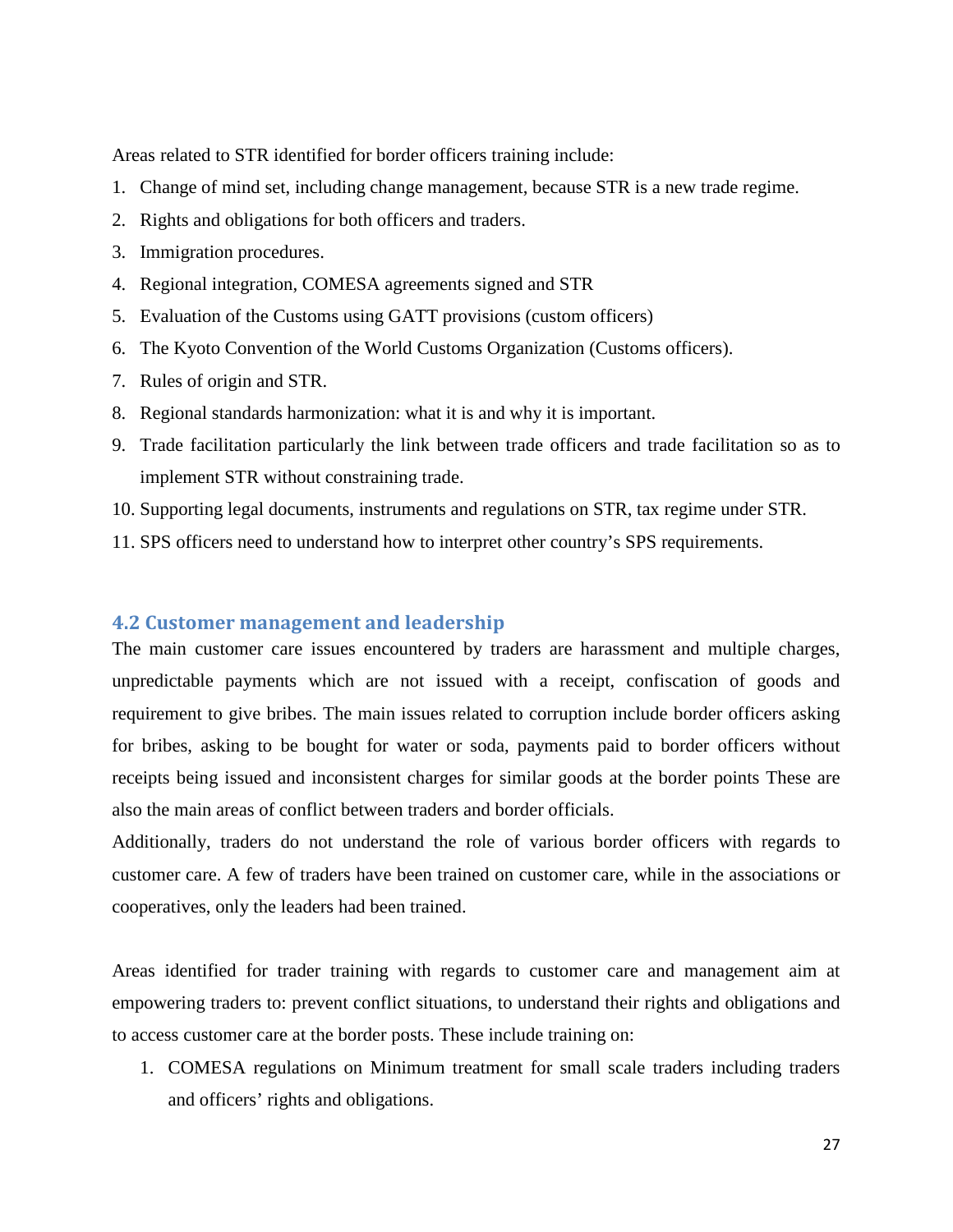Areas related to STR identified for border officers training include:

1. Change of mind set, including change management, because STR is a new trade regime.
2. Rights and obligations for both officers and traders.
3. Immigration procedures.
4. Regional integration, COMESA agreements signed and STR
5. Evaluation of the Customs using GATT provisions (custom officers)
6. The Kyoto Convention of the World Customs Organization (Customs officers).
7. Rules of origin and STR.
8. Regional standards harmonization: what it is and why it is important.
9. Trade facilitation particularly the link between trade officers and trade facilitation so as to implement STR without constraining trade.
10. Supporting legal documents, instruments and regulations on STR, tax regime under STR.
11. SPS officers need to understand how to interpret other country's SPS requirements.

## 4.2 Customer management and leadership

The main customer care issues encountered by traders are harassment and multiple charges, unpredictable payments which are not issued with a receipt, confiscation of goods and requirement to give bribes. The main issues related to corruption include border officers asking for bribes, asking to be bought for water or soda, payments paid to border officers without receipts being issued and inconsistent charges for similar goods at the border points These are also the main areas of conflict between traders and border officials.

Additionally, traders do not understand the role of various border officers with regards to customer care. A few of traders have been trained on customer care, while in the associations or cooperatives, only the leaders had been trained.

Areas identified for trader training with regards to customer care and management aim at empowering traders to: prevent conflict situations, to understand their rights and obligations and to access customer care at the border posts. These include training on:

1. COMESA regulations on Minimum treatment for small scale traders including traders and officers' rights and obligations.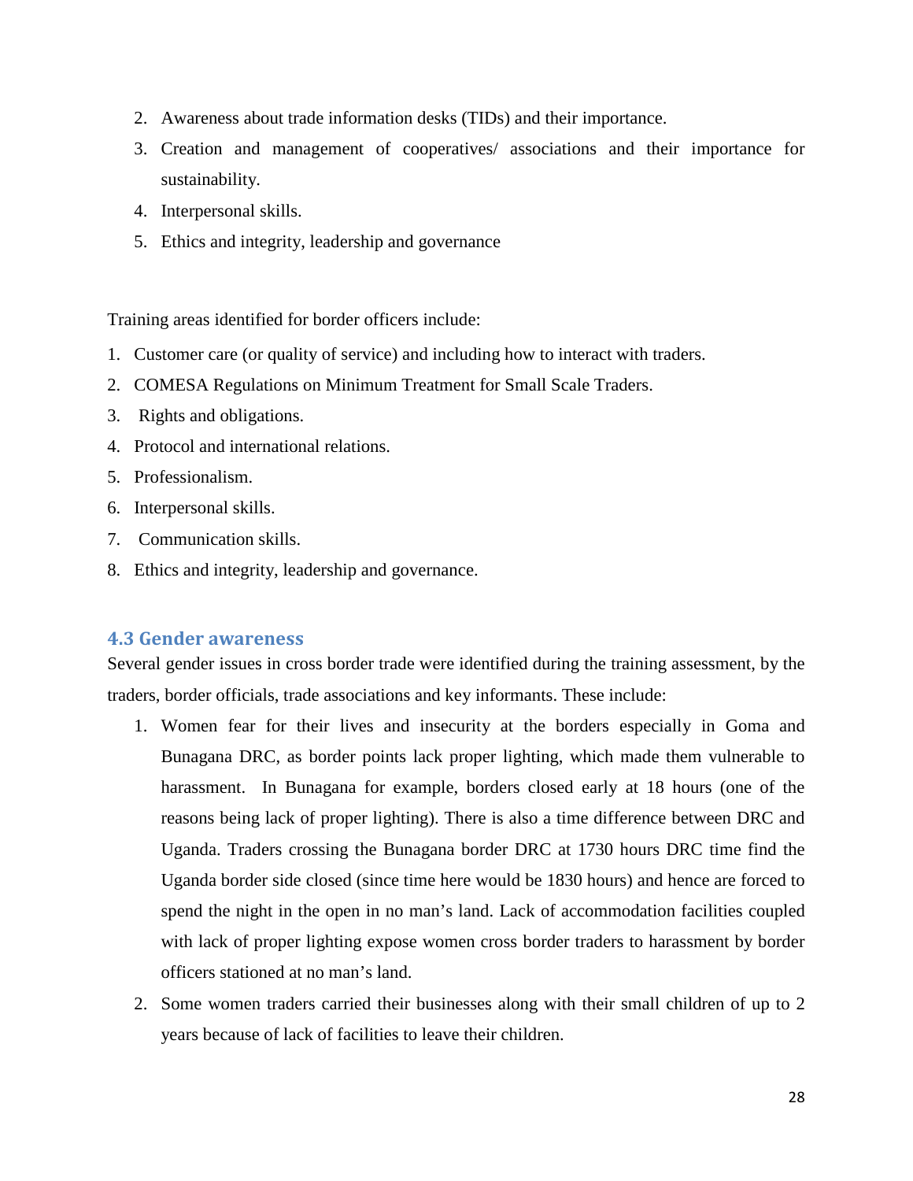2. Awareness about trade information desks (TIDs) and their importance.
3. Creation and management of cooperatives/ associations and their importance for sustainability.
4. Interpersonal skills.
5. Ethics and integrity, leadership and governance

Training areas identified for border officers include:

1. Customer care (or quality of service) and including how to interact with traders.
2. COMESA Regulations on Minimum Treatment for Small Scale Traders.
3. Rights and obligations.
4. Protocol and international relations.
5. Professionalism.
6. Interpersonal skills.
7. Communication skills.
8. Ethics and integrity, leadership and governance.

### 4.3 Gender awareness

Several gender issues in cross border trade were identified during the training assessment, by the traders, border officials, trade associations and key informants. These include:

1. Women fear for their lives and insecurity at the borders especially in Goma and Bunagana DRC, as border points lack proper lighting, which made them vulnerable to harassment. In Bunagana for example, borders closed early at 18 hours (one of the reasons being lack of proper lighting). There is also a time difference between DRC and Uganda. Traders crossing the Bunagana border DRC at 1730 hours DRC time find the Uganda border side closed (since time here would be 1830 hours) and hence are forced to spend the night in the open in no man's land. Lack of accommodation facilities coupled with lack of proper lighting expose women cross border traders to harassment by border officers stationed at no man's land.
2. Some women traders carried their businesses along with their small children of up to 2 years because of lack of facilities to leave their children.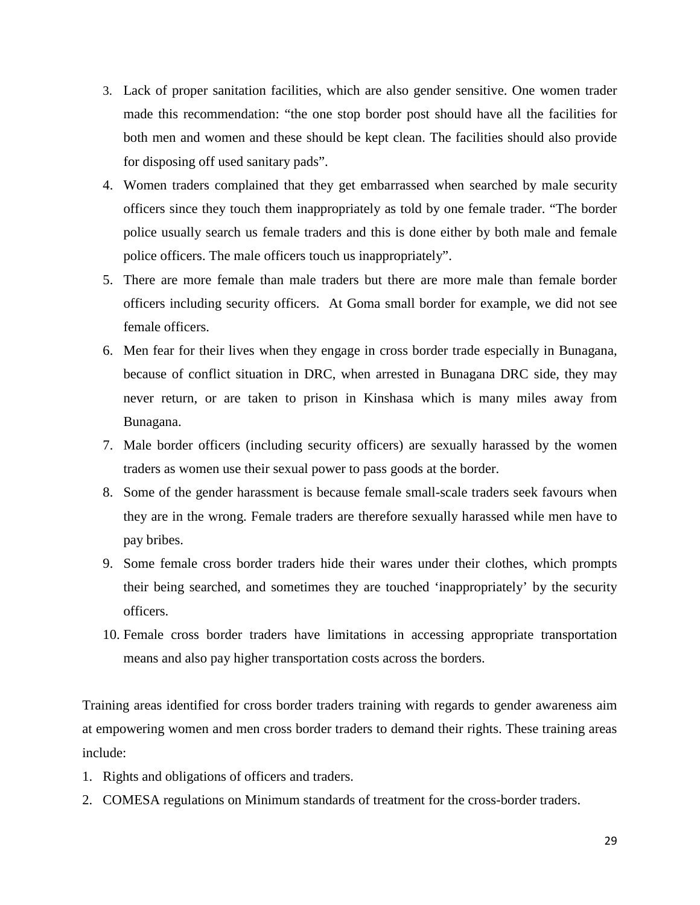3. Lack of proper sanitation facilities, which are also gender sensitive. One women trader made this recommendation: "the one stop border post should have all the facilities for both men and women and these should be kept clean. The facilities should also provide for disposing off used sanitary pads".
4. Women traders complained that they get embarrassed when searched by male security officers since they touch them inappropriately as told by one female trader. "The border police usually search us female traders and this is done either by both male and female police officers. The male officers touch us inappropriately".
5. There are more female than male traders but there are more male than female border officers including security officers. At Goma small border for example, we did not see female officers.
6. Men fear for their lives when they engage in cross border trade especially in Bunagana, because of conflict situation in DRC, when arrested in Bunagana DRC side, they may never return, or are taken to prison in Kinshasa which is many miles away from Bunagana.
7. Male border officers (including security officers) are sexually harassed by the women traders as women use their sexual power to pass goods at the border.
8. Some of the gender harassment is because female small-scale traders seek favours when they are in the wrong. Female traders are therefore sexually harassed while men have to pay bribes.
9. Some female cross border traders hide their wares under their clothes, which prompts their being searched, and sometimes they are touched 'inappropriately' by the security officers.
10. Female cross border traders have limitations in accessing appropriate transportation means and also pay higher transportation costs across the borders.

Training areas identified for cross border traders training with regards to gender awareness aim at empowering women and men cross border traders to demand their rights. These training areas include:

1. Rights and obligations of officers and traders.
2. COMESA regulations on Minimum standards of treatment for the cross-border traders.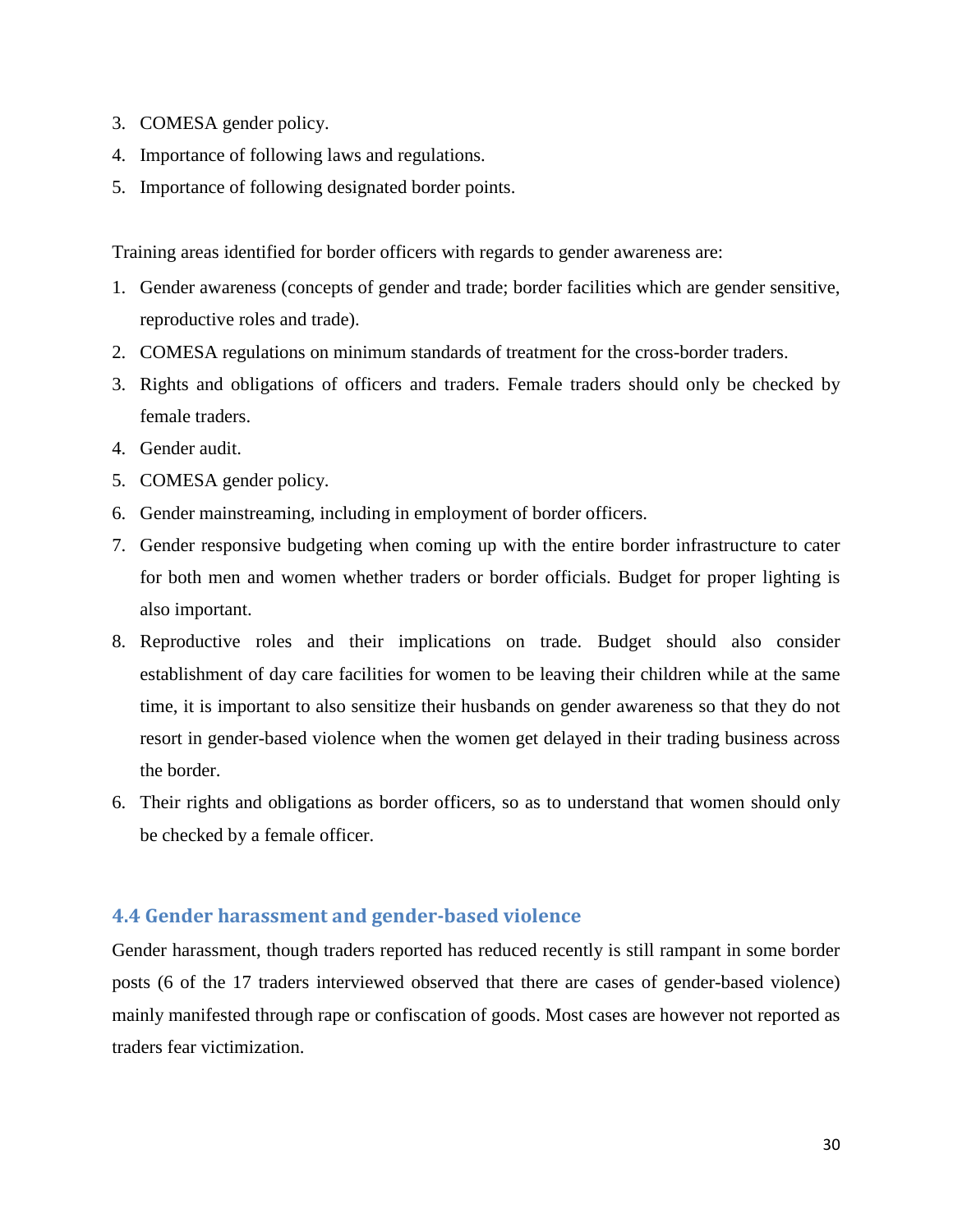3. COMESA gender policy.
4. Importance of following laws and regulations.
5. Importance of following designated border points.

Training areas identified for border officers with regards to gender awareness are:

1. Gender awareness (concepts of gender and trade; border facilities which are gender sensitive, reproductive roles and trade).
2. COMESA regulations on minimum standards of treatment for the cross-border traders.
3. Rights and obligations of officers and traders. Female traders should only be checked by female traders.
4. Gender audit.
5. COMESA gender policy.
6. Gender mainstreaming, including in employment of border officers.
7. Gender responsive budgeting when coming up with the entire border infrastructure to cater for both men and women whether traders or border officials. Budget for proper lighting is also important.
8. Reproductive roles and their implications on trade. Budget should also consider establishment of day care facilities for women to be leaving their children while at the same time, it is important to also sensitize their husbands on gender awareness so that they do not resort in gender-based violence when the women get delayed in their trading business across the border.
6. Their rights and obligations as border officers, so as to understand that women should only be checked by a female officer.

### 4.4 Gender harassment and gender-based violence

Gender harassment, though traders reported has reduced recently is still rampant in some border posts (6 of the 17 traders interviewed observed that there are cases of gender-based violence) mainly manifested through rape or confiscation of goods. Most cases are however not reported as traders fear victimization.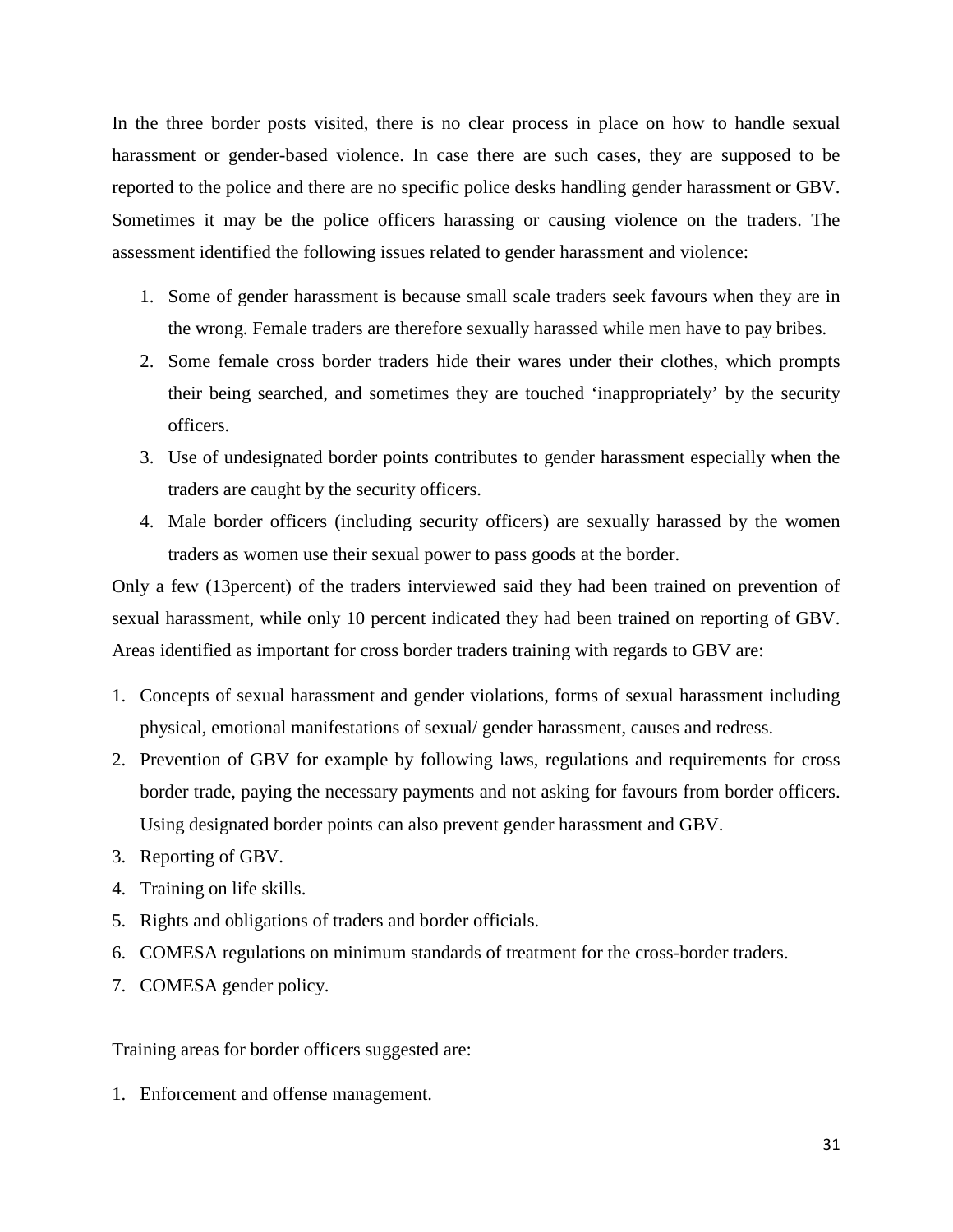In the three border posts visited, there is no clear process in place on how to handle sexual harassment or gender-based violence. In case there are such cases, they are supposed to be reported to the police and there are no specific police desks handling gender harassment or GBV. Sometimes it may be the police officers harassing or causing violence on the traders. The assessment identified the following issues related to gender harassment and violence:

1. Some of gender harassment is because small scale traders seek favours when they are in the wrong. Female traders are therefore sexually harassed while men have to pay bribes.
2. Some female cross border traders hide their wares under their clothes, which prompts their being searched, and sometimes they are touched 'inappropriately' by the security officers.
3. Use of undesignated border points contributes to gender harassment especially when the traders are caught by the security officers.
4. Male border officers (including security officers) are sexually harassed by the women traders as women use their sexual power to pass goods at the border.

Only a few (13percent) of the traders interviewed said they had been trained on prevention of sexual harassment, while only 10 percent indicated they had been trained on reporting of GBV. Areas identified as important for cross border traders training with regards to GBV are:

1. Concepts of sexual harassment and gender violations, forms of sexual harassment including physical, emotional manifestations of sexual/ gender harassment, causes and redress.
2. Prevention of GBV for example by following laws, regulations and requirements for cross border trade, paying the necessary payments and not asking for favours from border officers. Using designated border points can also prevent gender harassment and GBV.
3. Reporting of GBV.
4. Training on life skills.
5. Rights and obligations of traders and border officials.
6. COMESA regulations on minimum standards of treatment for the cross-border traders.
7. COMESA gender policy.

Training areas for border officers suggested are:

1. Enforcement and offense management.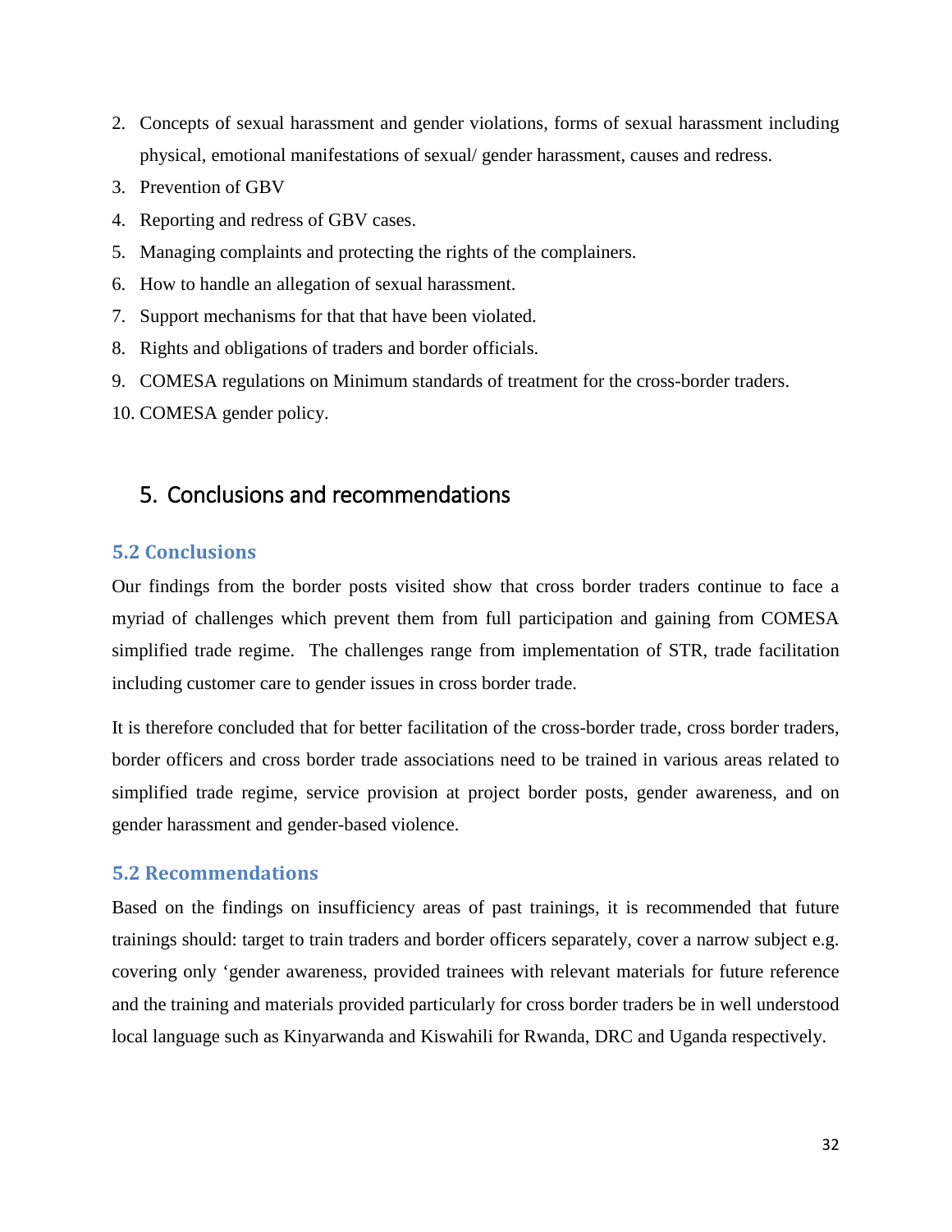2. Concepts of sexual harassment and gender violations, forms of sexual harassment including physical, emotional manifestations of sexual/ gender harassment, causes and redress.
3. Prevention of GBV
4. Reporting and redress of GBV cases.
5. Managing complaints and protecting the rights of the complainers.
6. How to handle an allegation of sexual harassment.
7. Support mechanisms for that that have been violated.
8. Rights and obligations of traders and border officials.
9. COMESA regulations on Minimum standards of treatment for the cross-border traders.
10. COMESA gender policy.

# 5. Conclusions and recommendations

## 5.2 Conclusions

Our findings from the border posts visited show that cross border traders continue to face a myriad of challenges which prevent them from full participation and gaining from COMESA simplified trade regime. The challenges range from implementation of STR, trade facilitation including customer care to gender issues in cross border trade.

It is therefore concluded that for better facilitation of the cross-border trade, cross border traders, border officers and cross border trade associations need to be trained in various areas related to simplified trade regime, service provision at project border posts, gender awareness, and on gender harassment and gender-based violence.

## 5.2 Recommendations

Based on the findings on insufficiency areas of past trainings, it is recommended that future trainings should: target to train traders and border officers separately, cover a narrow subject e.g. covering only 'gender awareness, provided trainees with relevant materials for future reference and the training and materials provided particularly for cross border traders be in well understood local language such as Kinyarwanda and Kiswahili for Rwanda, DRC and Uganda respectively.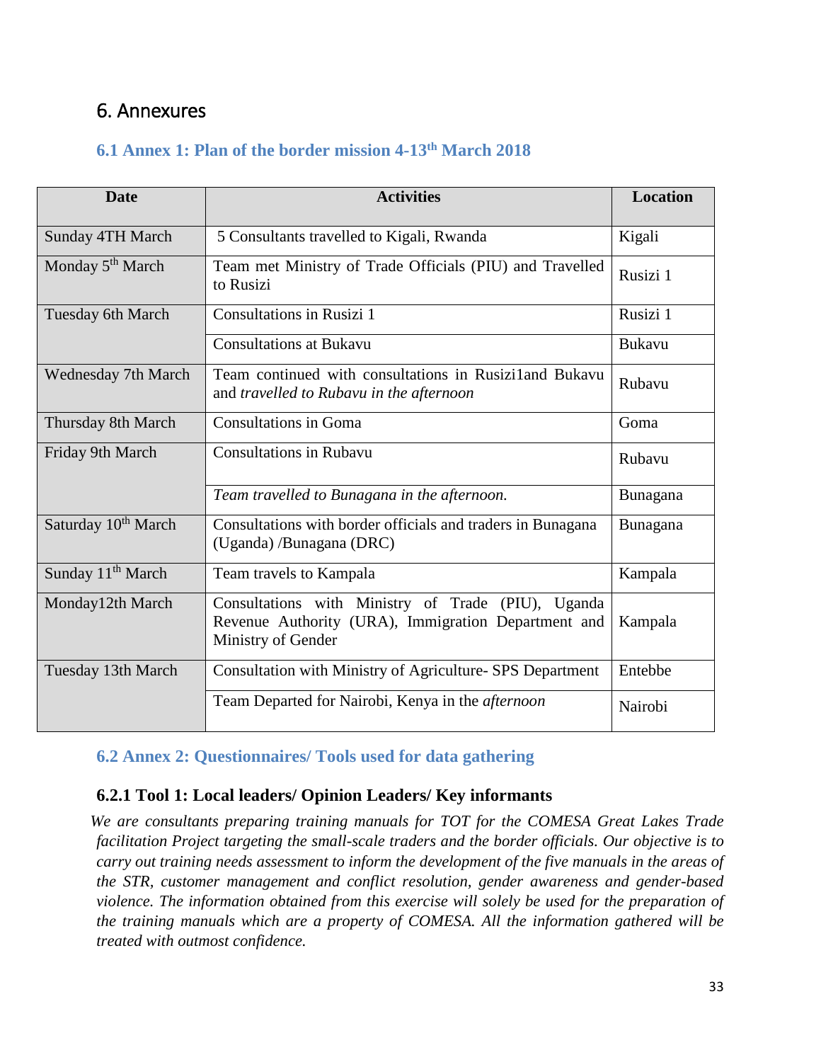# 6. Annexures

## 6.1 Annex 1: Plan of the border mission 4-13th March 2018

| Date | Activities | Location |
| --- | --- | --- |
| Sunday 4TH March | 5 Consultants travelled to Kigali, Rwanda | Kigali |
| Monday 5th March | Team met Ministry of Trade Officials (PIU) and Travelled to Rusizi | Rusizi 1 |
| Tuesday 6th March | Consultations in Rusizi 1 | Rusizi 1 |
| | Consultations at Bukavu | Bukavu |
| Wednesday 7th March | Team continued with consultations in Rusizi1and Bukavu and *travelled to Rubavu in the afternoon* | Rubavu |
| Thursday 8th March | Consultations in Goma | Goma |
| Friday 9th March | Consultations in Rubavu | Rubavu |
| | *Team travelled to Bunagana in the afternoon.* | Bunagana |
| Saturday 10th March | Consultations with border officials and traders in Bunagana (Uganda) /Bunagana (DRC) | Bunagana |
| Sunday 11th March | Team travels to Kampala | Kampala |
| Monday12th March | Consultations with Ministry of Trade (PIU), Uganda Revenue Authority (URA), Immigration Department and Ministry of Gender | Kampala |
| Tuesday 13th March | Consultation with Ministry of Agriculture- SPS Department | Entebbe |
| | Team Departed for Nairobi, Kenya in the *afternoon* | Nairobi |

## 6.2 Annex 2: Questionnaires/ Tools used for data gathering

### 6.2.1 Tool 1: Local leaders/ Opinion Leaders/ Key informants

*We are consultants preparing training manuals for TOT for the COMESA Great Lakes Trade facilitation Project targeting the small-scale traders and the border officials. Our objective is to carry out training needs assessment to inform the development of the five manuals in the areas of the STR, customer management and conflict resolution, gender awareness and gender-based violence. The information obtained from this exercise will solely be used for the preparation of the training manuals which are a property of COMESA. All the information gathered will be treated with outmost confidence.*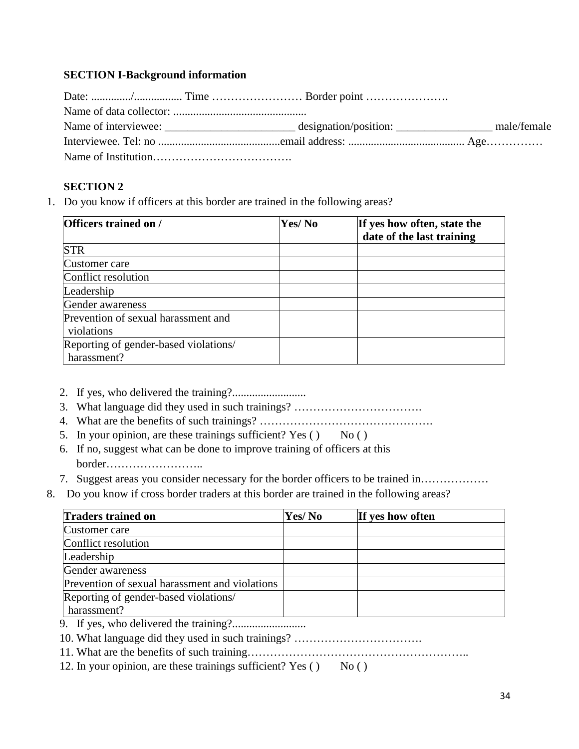**SECTION I-Background information**

Date: ............../................. Time …………………… Border point ………………….
Name of data collector: ...............................................
Name of interviewee: _______________________ designation/position: _________________ male/female
Interviewee. Tel: no ...........................................email address: ......................................... Age……………
Name of Institution……………………………….

**SECTION 2**

1. Do you know if officers at this border are trained in the following areas?

| Officers trained on / | Yes/ No | If yes how often, state the date of the last training |
|---|---|---|
| STR | | |
| Customer care | | |
| Conflict resolution | | |
| Leadership | | |
| Gender awareness | | |
| Prevention of sexual harassment and violations | | |
| Reporting of gender-based violations/ harassment? | | |

2. If yes, who delivered the training?..........................
3. What language did they used in such trainings? …………………………….
4. What are the benefits of such trainings? ……………………………………….
5. In your opinion, are these trainings sufficient? Yes ( )  No ( )
6. If no, suggest what can be done to improve training of officers at this border……………………..
7. Suggest areas you consider necessary for the border officers to be trained in………………
8. Do you know if cross border traders at this border are trained in the following areas?

| Traders trained on | Yes/ No | If yes how often |
|---|---|---|
| Customer care | | |
| Conflict resolution | | |
| Leadership | | |
| Gender awareness | | |
| Prevention of sexual harassment and violations | | |
| Reporting of gender-based violations/ harassment? | | |

9. If yes, who delivered the training?..........................
10. What language did they used in such trainings? …………………………….
11. What are the benefits of such training………………………………………………..
12. In your opinion, are these trainings sufficient? Yes ( )  No ( )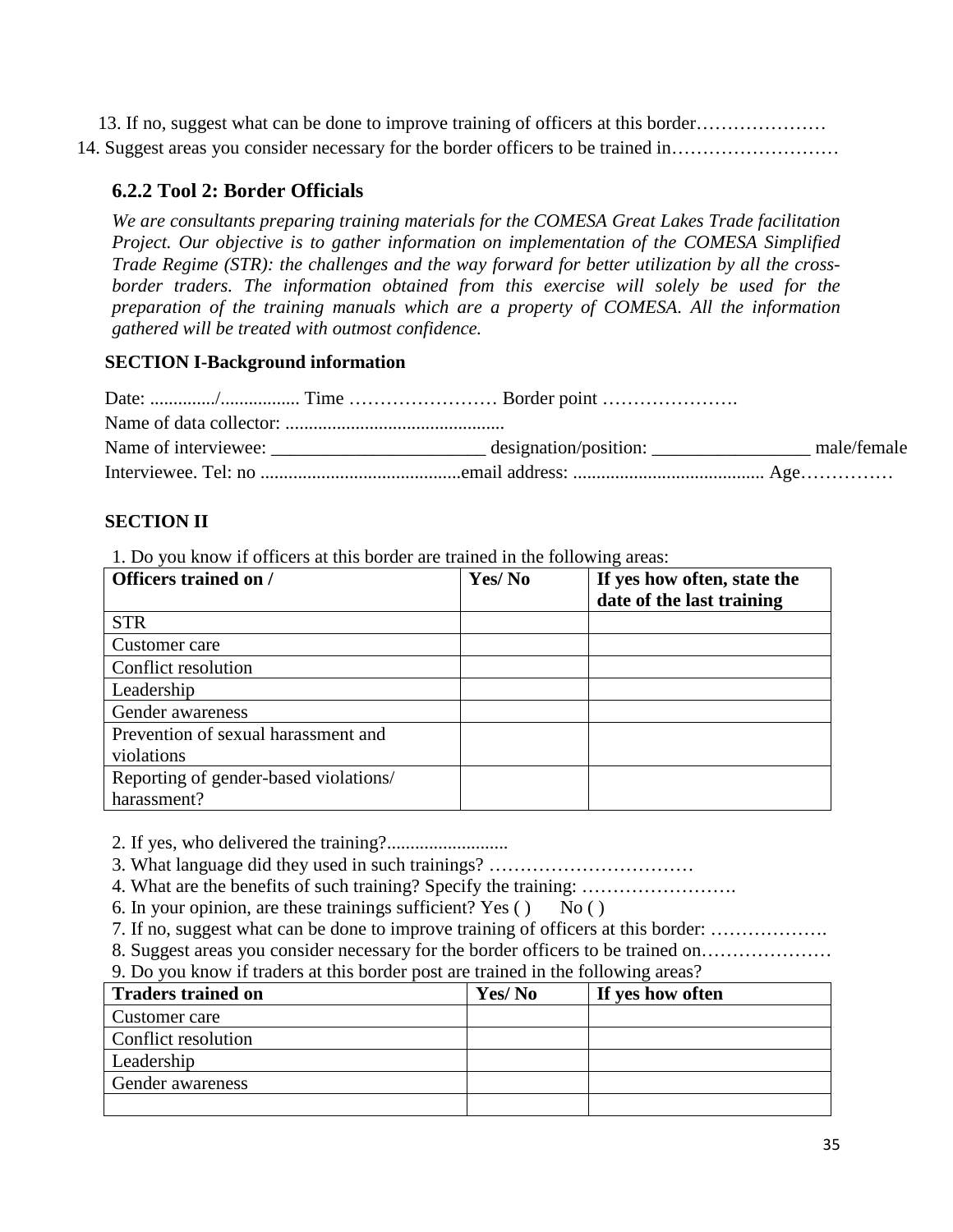13. If no, suggest what can be done to improve training of officers at this border…………………
14. Suggest areas you consider necessary for the border officers to be trained in………………………

### 6.2.2 Tool 2: Border Officials

*We are consultants preparing training materials for the COMESA Great Lakes Trade facilitation Project. Our objective is to gather information on implementation of the COMESA Simplified Trade Regime (STR): the challenges and the way forward for better utilization by all the cross-border traders. The information obtained from this exercise will solely be used for the preparation of the training manuals which are a property of COMESA. All the information gathered will be treated with outmost confidence.*

**SECTION I-Background information**

Date: ............../................. Time …………………… Border point ………………….

Name of data collector: ...............................................

Name of interviewee: _______________________ designation/position: _________________ male/female

Interviewee. Tel: no ...........................................email address: ......................................... Age……………

**SECTION II**

1. Do you know if officers at this border are trained in the following areas:

| Officers trained on / | Yes/ No | If yes how often, state the date of the last training |
|---|---|---|
| STR | | |
| Customer care | | |
| Conflict resolution | | |
| Leadership | | |
| Gender awareness | | |
| Prevention of sexual harassment and violations | | |
| Reporting of gender-based violations/ harassment? | | |

2. If yes, who delivered the training?..........................
3. What language did they used in such trainings? ……………………………
4. What are the benefits of such training? Specify the training: …………………….
6. In your opinion, are these trainings sufficient? Yes ( ) No ( )
7. If no, suggest what can be done to improve training of officers at this border: ……………….
8. Suggest areas you consider necessary for the border officers to be trained on…………………
9. Do you know if traders at this border post are trained in the following areas?

| Traders trained on | Yes/ No | If yes how often |
|---|---|---|
| Customer care | | |
| Conflict resolution | | |
| Leadership | | |
| Gender awareness | | |
| | | |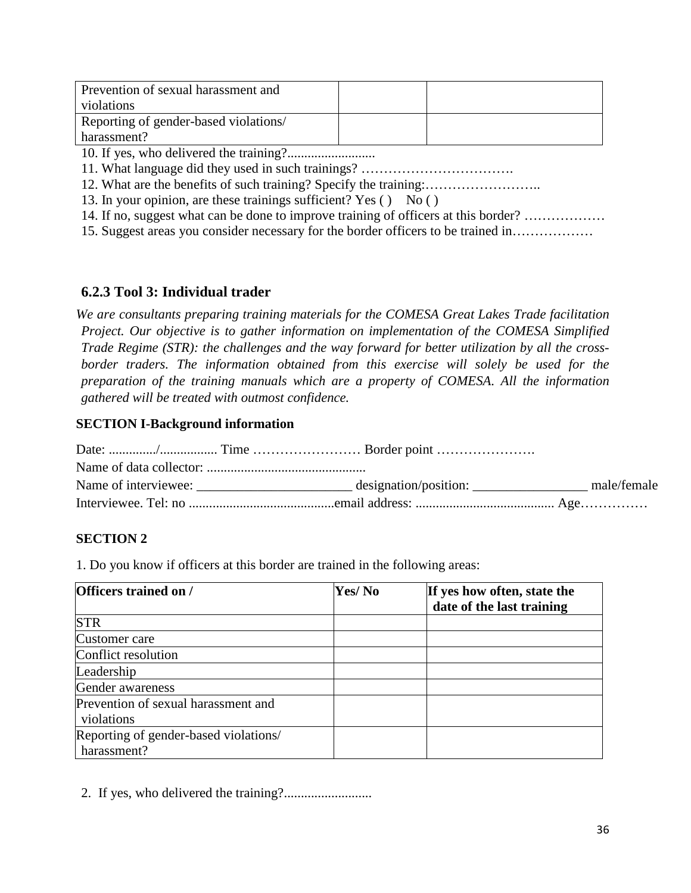| Prevention of sexual harassment and violations | | |
|---|---|---|
| Reporting of gender-based violations/ harassment? | | |

10. If yes, who delivered the training?..........................
11. What language did they used in such trainings? …………………………….
12. What are the benefits of such training? Specify the training:……………………..
13. In your opinion, are these trainings sufficient? Yes ( )    No ( )
14. If no, suggest what can be done to improve training of officers at this border? ………………
15. Suggest areas you consider necessary for the border officers to be trained in………………

### 6.2.3 Tool 3: Individual trader

*We are consultants preparing training materials for the COMESA Great Lakes Trade facilitation Project. Our objective is to gather information on implementation of the COMESA Simplified Trade Regime (STR): the challenges and the way forward for better utilization by all the cross-border traders. The information obtained from this exercise will solely be used for the preparation of the training manuals which are a property of COMESA. All the information gathered will be treated with outmost confidence.*

**SECTION I-Background information**

Date: ............../................. Time …………………… Border point ………………….

Name of data collector: ...............................................

Name of interviewee: _______________________ designation/position: _________________ male/female

Interviewee. Tel: no ...........................................email address: ......................................... Age……………

**SECTION 2**

1. Do you know if officers at this border are trained in the following areas:

| Officers trained on / | Yes/ No | If yes how often, state the date of the last training |
|---|---|---|
| STR | | |
| Customer care | | |
| Conflict resolution | | |
| Leadership | | |
| Gender awareness | | |
| Prevention of sexual harassment and violations | | |
| Reporting of gender-based violations/ harassment? | | |

2. If yes, who delivered the training?..........................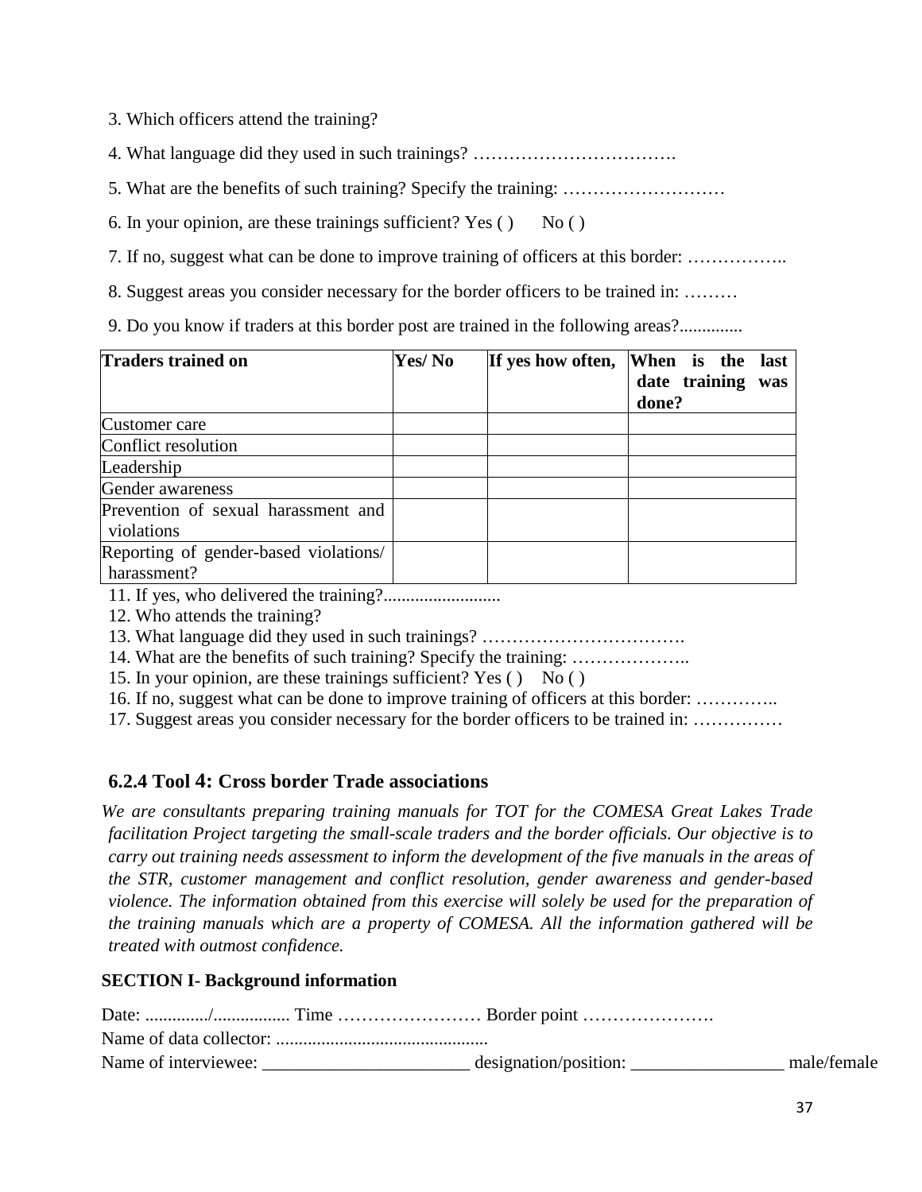3. Which officers attend the training?

4. What language did they used in such trainings? …………………………….

5. What are the benefits of such training? Specify the training: ………………………

6. In your opinion, are these trainings sufficient? Yes ( )  No ( )

7. If no, suggest what can be done to improve training of officers at this border: ……………..

8. Suggest areas you consider necessary for the border officers to be trained in: ………

9. Do you know if traders at this border post are trained in the following areas?..............

| Traders trained on | Yes/ No | If yes how often, | When is the last date training was done? |
|---|---|---|---|
| Customer care | | | |
| Conflict resolution | | | |
| Leadership | | | |
| Gender awareness | | | |
| Prevention of sexual harassment and violations | | | |
| Reporting of gender-based violations/ harassment? | | | |

11. If yes, who delivered the training?..........................
12. Who attends the training?
13. What language did they used in such trainings? …………………………….
14. What are the benefits of such training? Specify the training: ………………..
15. In your opinion, are these trainings sufficient? Yes ( )  No ( )
16. If no, suggest what can be done to improve training of officers at this border: …………..
17. Suggest areas you consider necessary for the border officers to be trained in: ……………

### 6.2.4 Tool 4: Cross border Trade associations

*We are consultants preparing training manuals for TOT for the COMESA Great Lakes Trade facilitation Project targeting the small-scale traders and the border officials. Our objective is to carry out training needs assessment to inform the development of the five manuals in the areas of the STR, customer management and conflict resolution, gender awareness and gender-based violence. The information obtained from this exercise will solely be used for the preparation of the training manuals which are a property of COMESA. All the information gathered will be treated with outmost confidence.*

**SECTION I- Background information**

Date: ............../................. Time …………………… Border point ………………….
Name of data collector: ...............................................
Name of interviewee: _______________________ designation/position: _________________ male/female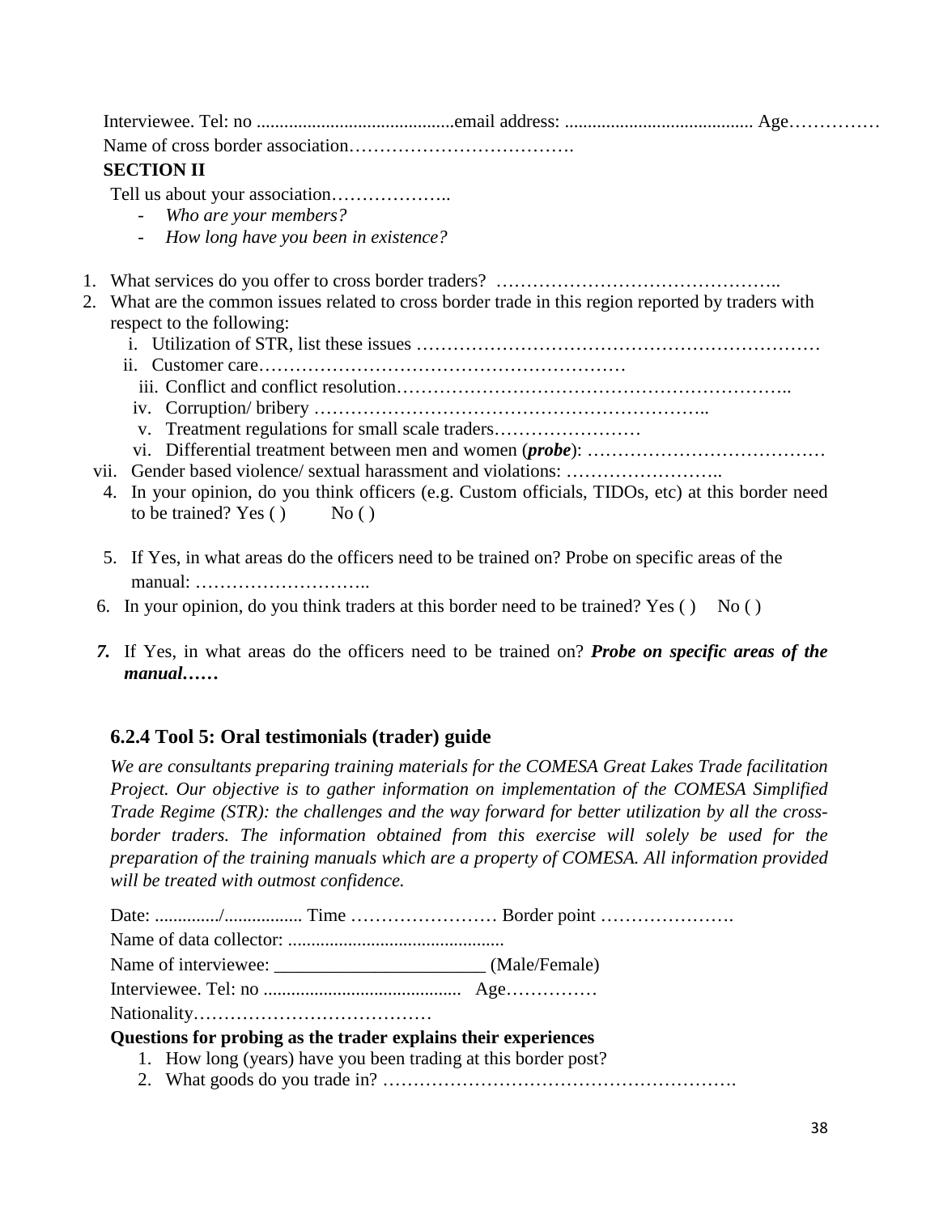Interviewee. Tel: no ...........................................email address: ......................................... Age……………

Name of cross border association……………………………….

**SECTION II**

Tell us about your association………………..

- *Who are your members?*
- *How long have you been in existence?*

1. What services do you offer to cross border traders? ………………………………………..
2. What are the common issues related to cross border trade in this region reported by traders with respect to the following:
   i. Utilization of STR, list these issues ……………………………………………………….
   ii. Customer care……………………………………………………
   iii. Conflict and conflict resolution……………………………………………………..
   iv. Corruption/ bribery ……………………………………………………..
   v. Treatment regulations for small scale traders……………………
   vi. Differential treatment between men and women (***probe***): …………………………………
   vii. Gender based violence/ sextual harassment and violations: ……………………..
4. In your opinion, do you think officers (e.g. Custom officials, TIDOs, etc) at this border need to be trained? Yes ( ) No ( )
5. If Yes, in what areas do the officers need to be trained on? Probe on specific areas of the manual: ………………………..
6. In your opinion, do you think traders at this border need to be trained? Yes ( ) No ( )
7. If Yes, in what areas do the officers need to be trained on? ***Probe on specific areas of the manual……***

### 6.2.4 Tool 5: Oral testimonials (trader) guide

*We are consultants preparing training materials for the COMESA Great Lakes Trade facilitation Project. Our objective is to gather information on implementation of the COMESA Simplified Trade Regime (STR): the challenges and the way forward for better utilization by all the cross-border traders. The information obtained from this exercise will solely be used for the preparation of the training manuals which are a property of COMESA. All information provided will be treated with outmost confidence.*

Date: ............../................. Time …………………… Border point ………………….

Name of data collector: ...............................................

Name of interviewee: ______________________ (Male/Female)

Interviewee. Tel: no ........................................... Age……………

Nationality…………………………………

**Questions for probing as the trader explains their experiences**

1. How long (years) have you been trading at this border post?
2. What goods do you trade in? ………………………………………………….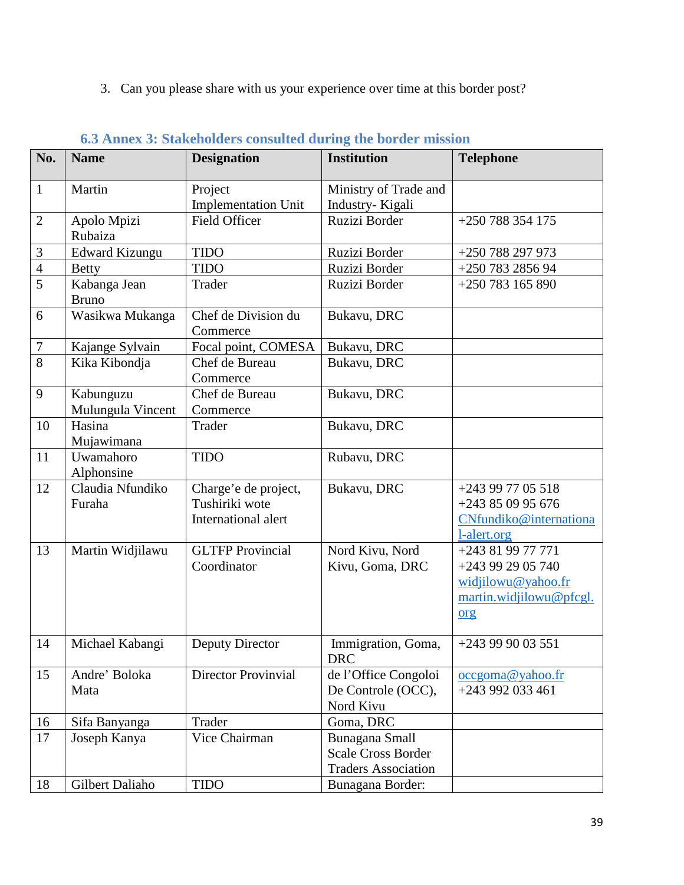3. Can you please share with us your experience over time at this border post?

### 6.3 Annex 3: Stakeholders consulted during the border mission

| No. | Name | Designation | Institution | Telephone |
|---|---|---|---|---|
| 1 | Martin | Project Implementation Unit | Ministry of Trade and Industry- Kigali | |
| 2 | Apolo Mpizi Rubaiza | Field Officer | Ruzizi Border | +250 788 354 175 |
| 3 | Edward Kizungu | TIDO | Ruzizi Border | +250 788 297 973 |
| 4 | Betty | TIDO | Ruzizi Border | +250 783 2856 94 |
| 5 | Kabanga Jean Bruno | Trader | Ruzizi Border | +250 783 165 890 |
| 6 | Wasikwa Mukanga | Chef de Division du Commerce | Bukavu, DRC | |
| 7 | Kajange Sylvain | Focal point, COMESA | Bukavu, DRC | |
| 8 | Kika Kibondja | Chef de Bureau Commerce | Bukavu, DRC | |
| 9 | Kabunguzu Mulungula Vincent | Chef de Bureau Commerce | Bukavu, DRC | |
| 10 | Hasina Mujawimana | Trader | Bukavu, DRC | |
| 11 | Uwamahoro Alphonsine | TIDO | Rubavu, DRC | |
| 12 | Claudia Nfundiko Furaha | Charge'e de project, Tushiriki wote International alert | Bukavu, DRC | +243 99 77 05 518 +243 85 09 95 676 CNfundiko@international-alert.org |
| 13 | Martin Widjilawu | GLTFP Provincial Coordinator | Nord Kivu, Nord Kivu, Goma, DRC | +243 81 99 77 771 +243 99 29 05 740 widjilowu@yahoo.fr martin.widjilowu@pfcgl.org |
| 14 | Michael Kabangi | Deputy Director | Immigration, Goma, DRC | +243 99 90 03 551 |
| 15 | Andre' Boloka Mata | Director Provinvial | de l'Office Congoloi De Controle (OCC), Nord Kivu | occgoma@yahoo.fr +243 992 033 461 |
| 16 | Sifa Banyanga | Trader | Goma, DRC | |
| 17 | Joseph Kanya | Vice Chairman | Bunagana Small Scale Cross Border Traders Association | |
| 18 | Gilbert Daliaho | TIDO | Bunagana Border: | |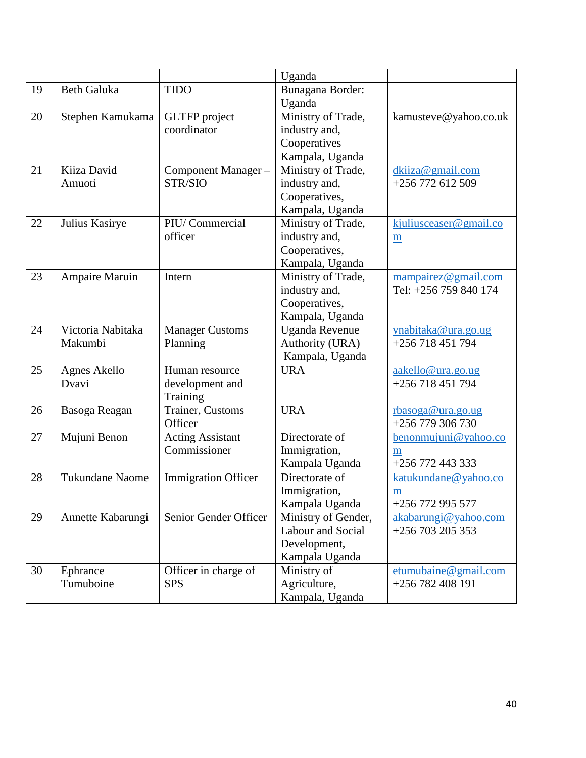| | | | | |
|---|---|---|---|---|
| | | | Uganda | |
| 19 | Beth Galuka | TIDO | Bunagana Border: Uganda | |
| 20 | Stephen Kamukama | GLTFP project coordinator | Ministry of Trade, industry and, Cooperatives Kampala, Uganda | kamusteve@yahoo.co.uk |
| 21 | Kiiza David Amuoti | Component Manager – STR/SIO | Ministry of Trade, industry and, Cooperatives, Kampala, Uganda | dkiiza@gmail.com +256 772 612 509 |
| 22 | Julius Kasirye | PIU/ Commercial officer | Ministry of Trade, industry and, Cooperatives, Kampala, Uganda | kjuliusceaser@gmail.com |
| 23 | Ampaire Maruin | Intern | Ministry of Trade, industry and, Cooperatives, Kampala, Uganda | mampairez@gmail.com Tel: +256 759 840 174 |
| 24 | Victoria Nabitaka Makumbi | Manager Customs Planning | Uganda Revenue Authority (URA) Kampala, Uganda | vnabitaka@ura.go.ug +256 718 451 794 |
| 25 | Agnes Akello Dvavi | Human resource development and Training | URA | aakello@ura.go.ug +256 718 451 794 |
| 26 | Basoga Reagan | Trainer, Customs Officer | URA | rbasoga@ura.go.ug +256 779 306 730 |
| 27 | Mujuni Benon | Acting Assistant Commissioner | Directorate of Immigration, Kampala Uganda | benonmujuni@yahoo.com +256 772 443 333 |
| 28 | Tukundane Naome | Immigration Officer | Directorate of Immigration, Kampala Uganda | katukundane@yahoo.com +256 772 995 577 |
| 29 | Annette Kabarungi | Senior Gender Officer | Ministry of Gender, Labour and Social Development, Kampala Uganda | akabarungi@yahoo.com +256 703 205 353 |
| 30 | Ephrance Tumuboine | Officer in charge of SPS | Ministry of Agriculture, Kampala, Uganda | etumubaine@gmail.com +256 782 408 191 |